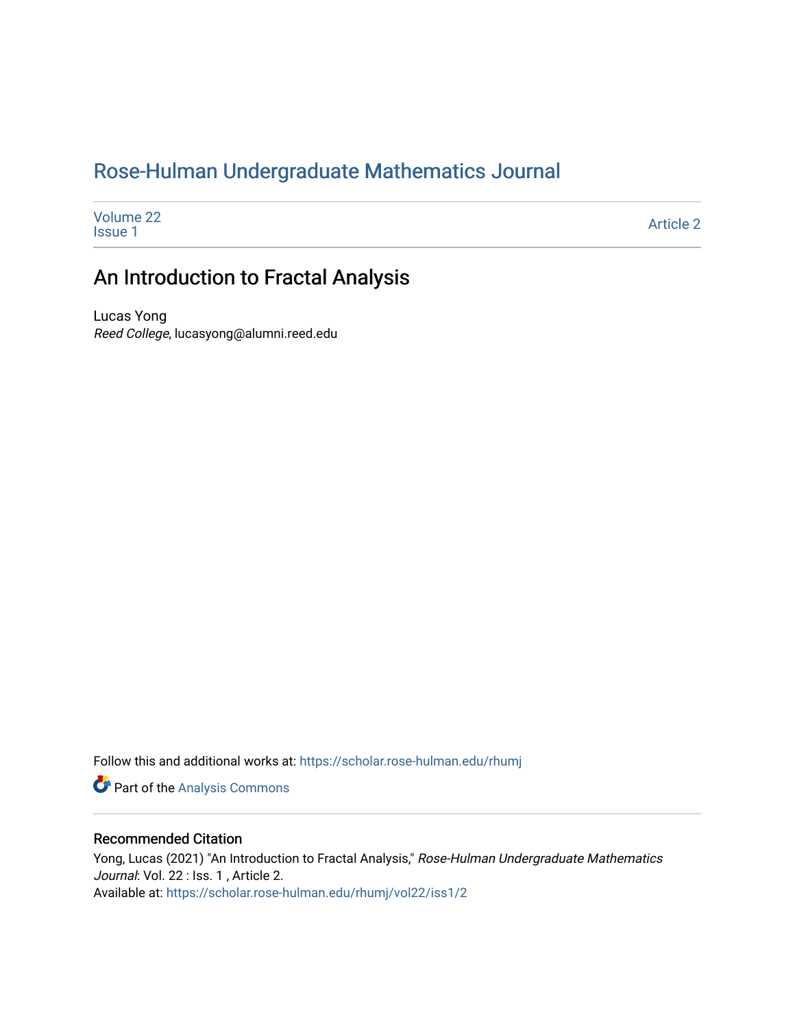# Rose-Hulman Undergraduate Mathematics Journal

Volume 22
Issue 1

Article 2

## An Introduction to Fractal Analysis

Lucas Yong
*Reed College*, lucasyong@alumni.reed.edu

Follow this and additional works at: https://scholar.rose-hulman.edu/rhumj

Part of the Analysis Commons

### Recommended Citation

Yong, Lucas (2021) "An Introduction to Fractal Analysis," *Rose-Hulman Undergraduate Mathematics Journal*: Vol. 22 : Iss. 1 , Article 2.
Available at: https://scholar.rose-hulman.edu/rhumj/vol22/iss1/2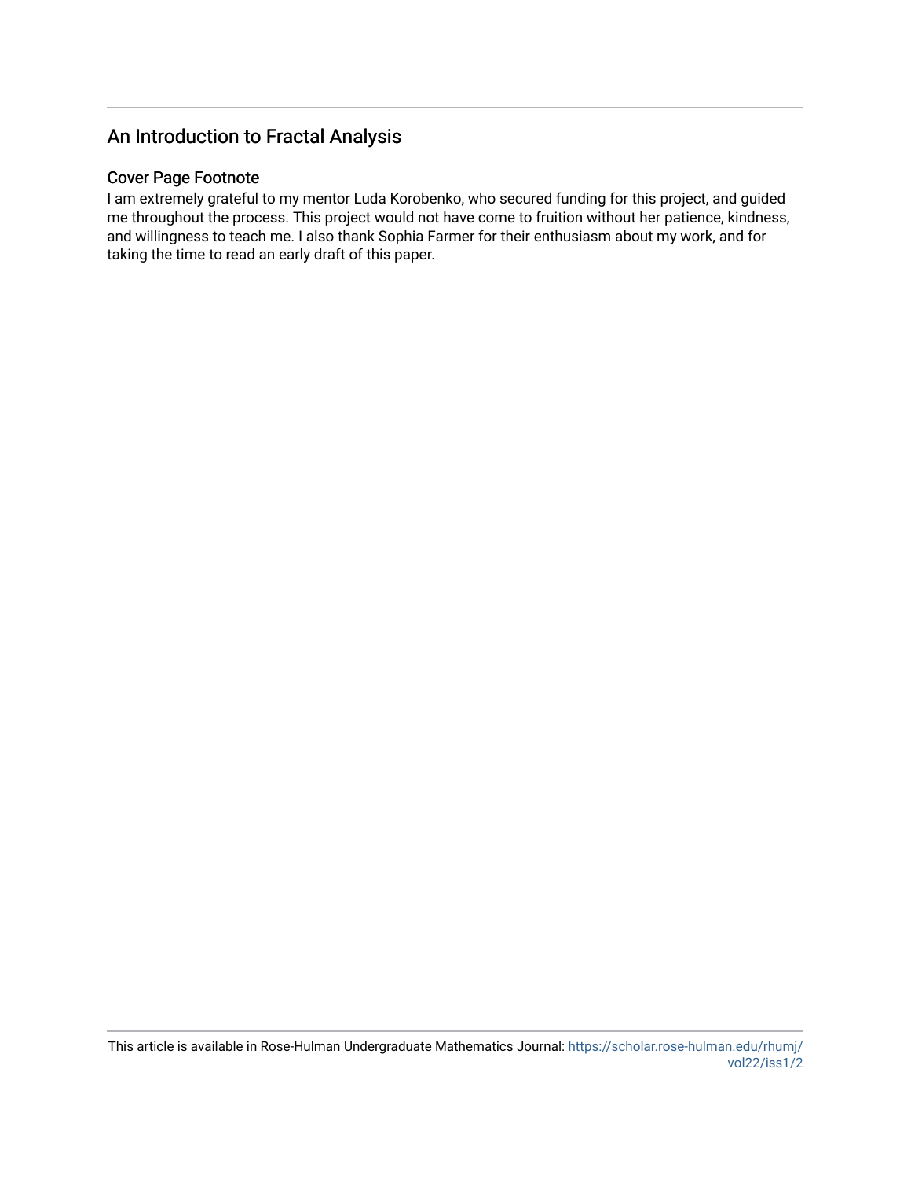## An Introduction to Fractal Analysis

### Cover Page Footnote

I am extremely grateful to my mentor Luda Korobenko, who secured funding for this project, and guided me throughout the process. This project would not have come to fruition without her patience, kindness, and willingness to teach me. I also thank Sophia Farmer for their enthusiasm about my work, and for taking the time to read an early draft of this paper.

This article is available in Rose-Hulman Undergraduate Mathematics Journal: https://scholar.rose-hulman.edu/rhumj/vol22/iss1/2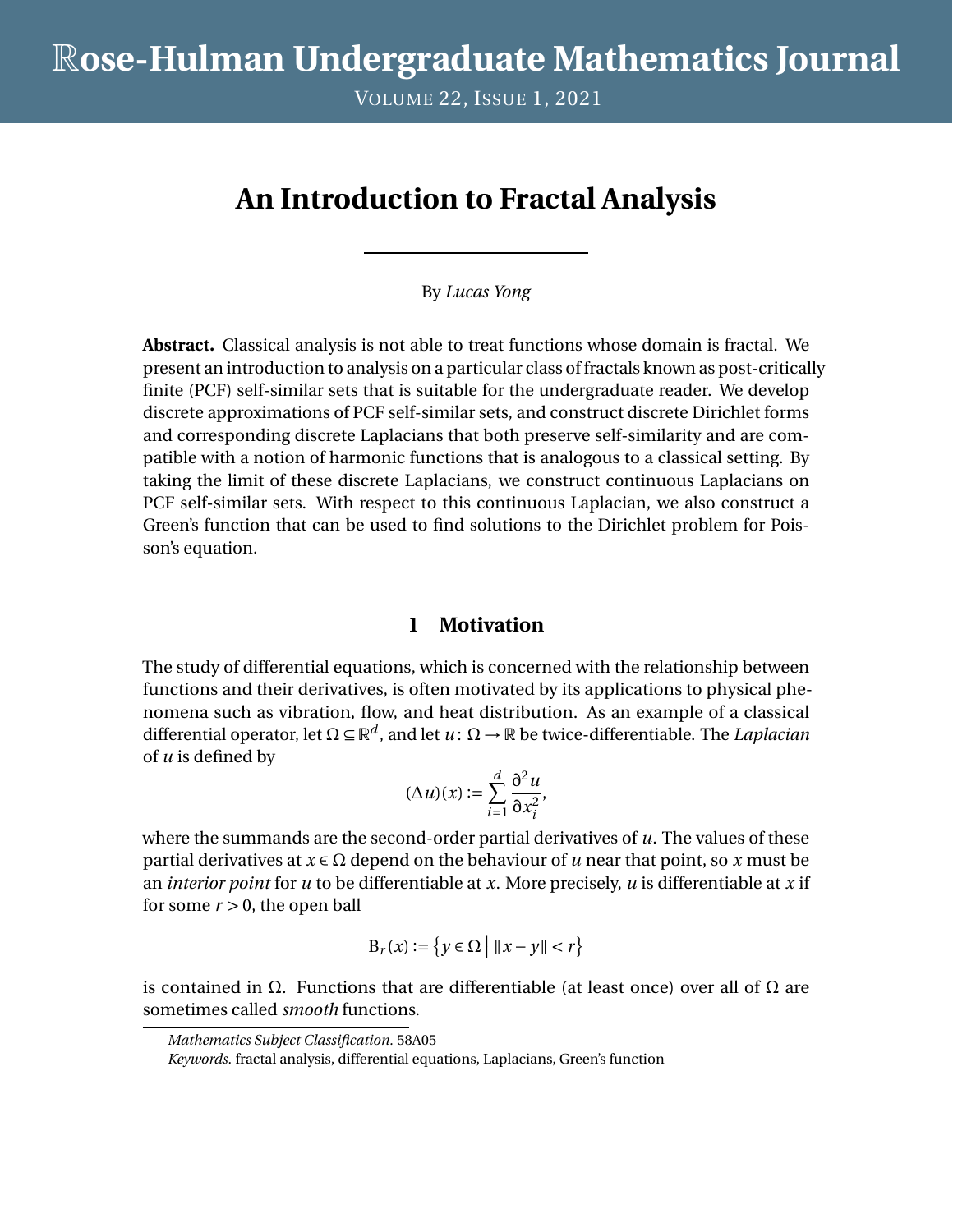# An Introduction to Fractal Analysis

By *Lucas Yong*

**Abstract.** Classical analysis is not able to treat functions whose domain is fractal. We present an introduction to analysis on a particular class of fractals known as post-critically finite (PCF) self-similar sets that is suitable for the undergraduate reader. We develop discrete approximations of PCF self-similar sets, and construct discrete Dirichlet forms and corresponding discrete Laplacians that both preserve self-similarity and are compatible with a notion of harmonic functions that is analogous to a classical setting. By taking the limit of these discrete Laplacians, we construct continuous Laplacians on PCF self-similar sets. With respect to this continuous Laplacian, we also construct a Green's function that can be used to find solutions to the Dirichlet problem for Poisson's equation.

## 1 Motivation

The study of differential equations, which is concerned with the relationship between functions and their derivatives, is often motivated by its applications to physical phenomena such as vibration, flow, and heat distribution. As an example of a classical differential operator, let $\Omega \subseteq \mathbb{R}^d$, and let $u \colon \Omega \to \mathbb{R}$ be twice-differentiable. The *Laplacian* of $u$ is defined by

$$(\Delta u)(x) := \sum_{i=1}^{d} \frac{\partial^2 u}{\partial x_i^2},$$

where the summands are the second-order partial derivatives of $u$. The values of these partial derivatives at $x \in \Omega$ depend on the behaviour of $u$ near that point, so $x$ must be an *interior point* for $u$ to be differentiable at $x$. More precisely, $u$ is differentiable at $x$ if for some $r > 0$, the open ball

$$\mathrm{B}_r(x) := \left\{ y \in \Omega \,\middle|\, \|x - y\| < r \right\}$$

is contained in $\Omega$. Functions that are differentiable (at least once) over all of $\Omega$ are sometimes called *smooth* functions.

---

*Mathematics Subject Classification.* 58A05

*Keywords.* fractal analysis, differential equations, Laplacians, Green's function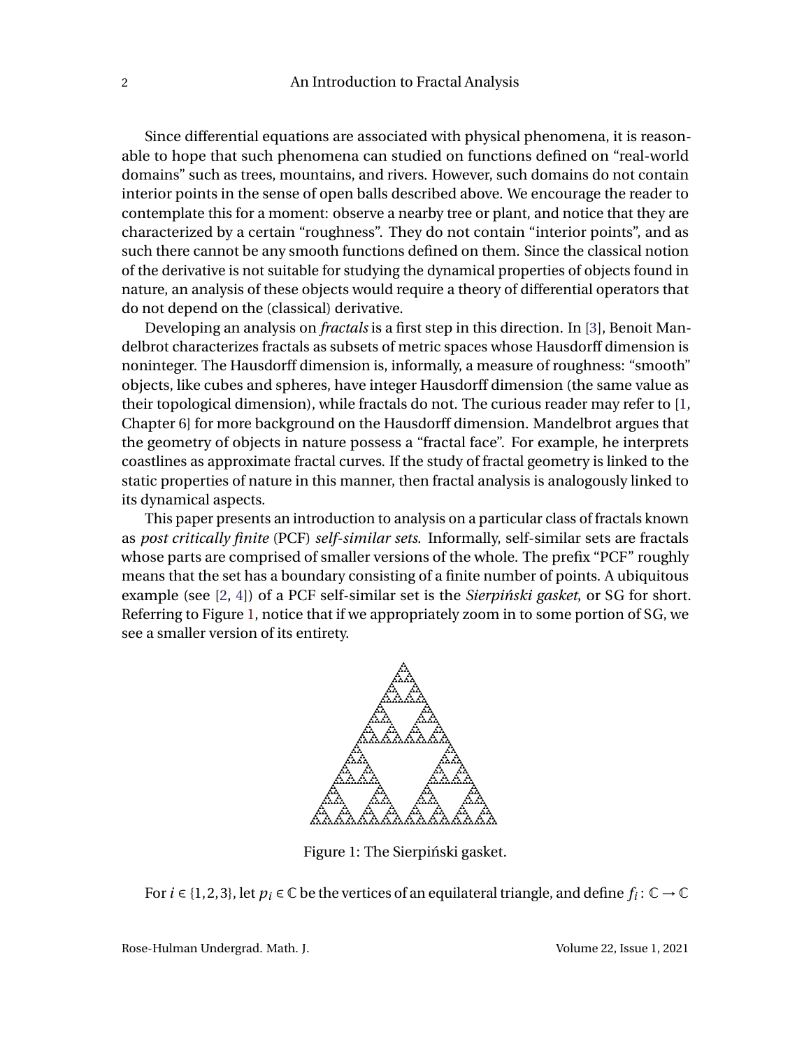Since differential equations are associated with physical phenomena, it is reasonable to hope that such phenomena can studied on functions defined on "real-world domains" such as trees, mountains, and rivers. However, such domains do not contain interior points in the sense of open balls described above. We encourage the reader to contemplate this for a moment: observe a nearby tree or plant, and notice that they are characterized by a certain "roughness". They do not contain "interior points", and as such there cannot be any smooth functions defined on them. Since the classical notion of the derivative is not suitable for studying the dynamical properties of objects found in nature, an analysis of these objects would require a theory of differential operators that do not depend on the (classical) derivative.

Developing an analysis on *fractals* is a first step in this direction. In [3], Benoit Mandelbrot characterizes fractals as subsets of metric spaces whose Hausdorff dimension is noninteger. The Hausdorff dimension is, informally, a measure of roughness: "smooth" objects, like cubes and spheres, have integer Hausdorff dimension (the same value as their topological dimension), while fractals do not. The curious reader may refer to [1, Chapter 6] for more background on the Hausdorff dimension. Mandelbrot argues that the geometry of objects in nature possess a "fractal face". For example, he interprets coastlines as approximate fractal curves. If the study of fractal geometry is linked to the static properties of nature in this manner, then fractal analysis is analogously linked to its dynamical aspects.

This paper presents an introduction to analysis on a particular class of fractals known as *post critically finite* (PCF) *self-similar sets*. Informally, self-similar sets are fractals whose parts are comprised of smaller versions of the whole. The prefix "PCF" roughly means that the set has a boundary consisting of a finite number of points. A ubiquitous example (see [2, 4]) of a PCF self-similar set is the *Sierpiński gasket*, or SG for short. Referring to Figure 1, notice that if we appropriately zoom in to some portion of SG, we see a smaller version of its entirety.

Figure 1: The Sierpiński gasket.

For $i \in \{1,2,3\}$, let $p_i \in \mathbb{C}$ be the vertices of an equilateral triangle, and define $f_i : \mathbb{C} \to \mathbb{C}$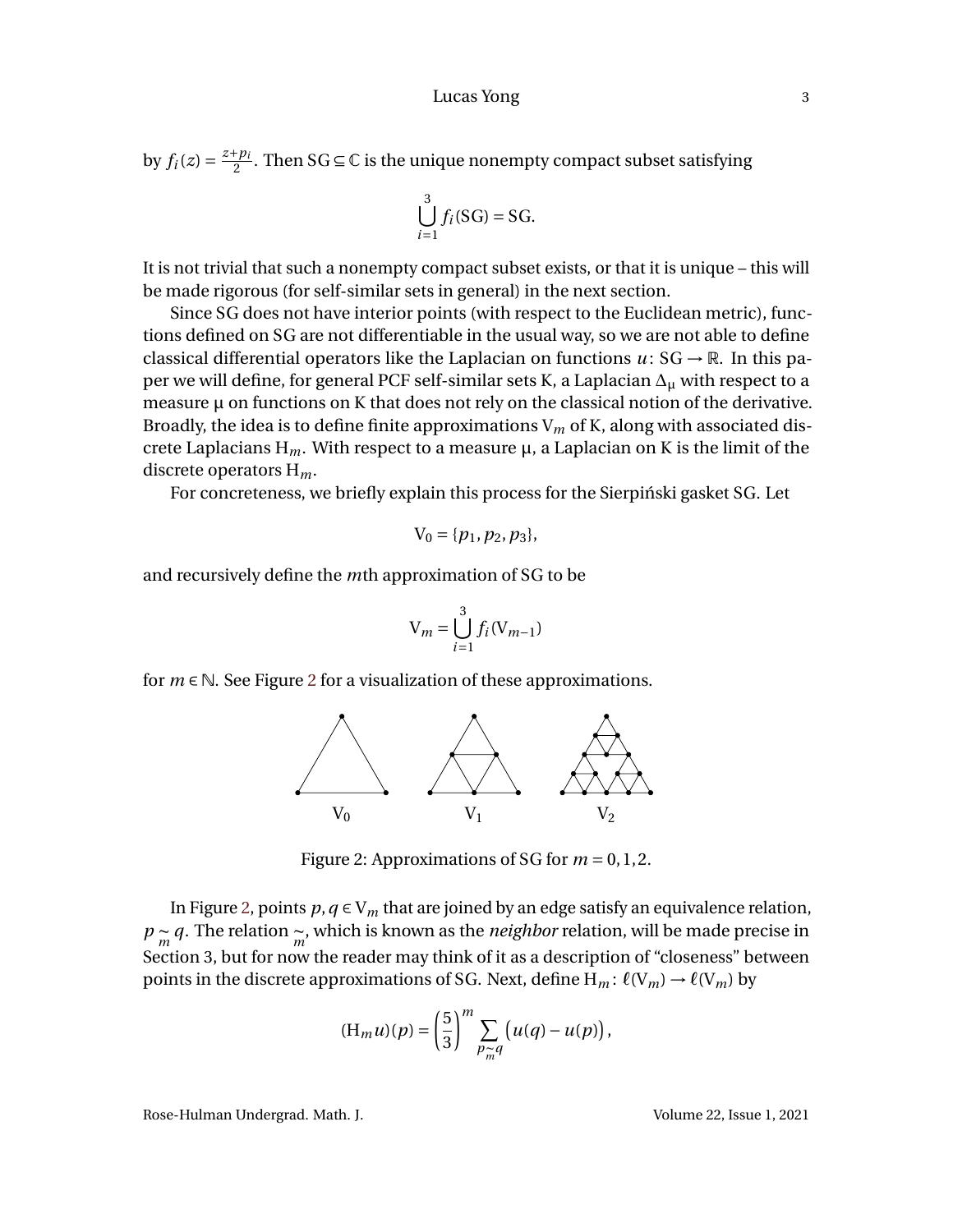by $f_i(z) = \frac{z+p_i}{2}$. Then $\mathrm{SG} \subseteq \mathbb{C}$ is the unique nonempty compact subset satisfying

$$\bigcup_{i=1}^{3} f_i(\mathrm{SG}) = \mathrm{SG}.$$

It is not trivial that such a nonempty compact subset exists, or that it is unique – this will be made rigorous (for self-similar sets in general) in the next section.

Since SG does not have interior points (with respect to the Euclidean metric), functions defined on SG are not differentiable in the usual way, so we are not able to define classical differential operators like the Laplacian on functions $u\colon \mathrm{SG} \to \mathbb{R}$. In this paper we will define, for general PCF self-similar sets K, a Laplacian $\Delta_\mu$ with respect to a measure $\mu$ on functions on K that does not rely on the classical notion of the derivative. Broadly, the idea is to define finite approximations $\mathrm{V}_m$ of K, along with associated discrete Laplacians $\mathrm{H}_m$. With respect to a measure $\mu$, a Laplacian on K is the limit of the discrete operators $\mathrm{H}_m$.

For concreteness, we briefly explain this process for the Sierpiński gasket SG. Let

$$\mathrm{V}_0 = \{p_1, p_2, p_3\},$$

and recursively define the $m$th approximation of SG to be

$$\mathrm{V}_m = \bigcup_{i=1}^{3} f_i(\mathrm{V}_{m-1})$$

for $m \in \mathbb{N}$. See Figure 2 for a visualization of these approximations.

$\mathrm{V}_0$ $\mathrm{V}_1$ $\mathrm{V}_2$

Figure 2: Approximations of SG for $m = 0, 1, 2$.

In Figure 2, points $p, q \in \mathrm{V}_m$ that are joined by an edge satisfy an equivalence relation, $p \underset{m}{\sim} q$. The relation $\underset{m}{\sim}$, which is known as the *neighbor* relation, will be made precise in Section 3, but for now the reader may think of it as a description of "closeness" between points in the discrete approximations of SG. Next, define $\mathrm{H}_m\colon \ell(\mathrm{V}_m) \to \ell(\mathrm{V}_m)$ by

$$(\mathrm{H}_m u)(p) = \left(\frac{5}{3}\right)^m \sum_{p \underset{m}{\sim} q} \big(u(q) - u(p)\big),$$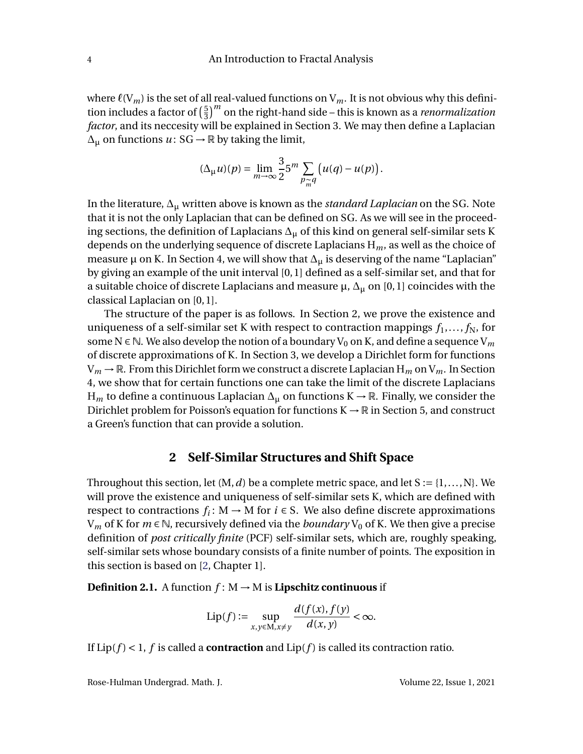where $\ell(V_m)$ is the set of all real-valued functions on $V_m$. It is not obvious why this definition includes a factor of $\left(\frac{5}{3}\right)^m$ on the right-hand side – this is known as a *renormalization factor*, and its neccesity will be explained in Section 3. We may then define a Laplacian $\Delta_\mu$ on functions $u\colon \mathrm{SG} \to \mathbb{R}$ by taking the limit,

$$(\Delta_\mu u)(p) = \lim_{m\to\infty} \frac{3}{2} 5^m \sum_{p \underset{m}{\sim} q} \big(u(q) - u(p)\big).$$

In the literature, $\Delta_\mu$ written above is known as the *standard Laplacian* on the SG. Note that it is not the only Laplacian that can be defined on SG. As we will see in the proceeding sections, the definition of Laplacians $\Delta_\mu$ of this kind on general self-similar sets K depends on the underlying sequence of discrete Laplacians $H_m$, as well as the choice of measure $\mu$ on K. In Section 4, we will show that $\Delta_\mu$ is deserving of the name "Laplacian" by giving an example of the unit interval $[0,1]$ defined as a self-similar set, and that for a suitable choice of discrete Laplacians and measure $\mu$, $\Delta_\mu$ on $[0,1]$ coincides with the classical Laplacian on $[0,1]$.

The structure of the paper is as follows. In Section 2, we prove the existence and uniqueness of a self-similar set K with respect to contraction mappings $f_1, \ldots, f_N$, for some $N \in \mathbb{N}$. We also develop the notion of a boundary $V_0$ on K, and define a sequence $V_m$ of discrete approximations of K. In Section 3, we develop a Dirichlet form for functions $V_m \to \mathbb{R}$. From this Dirichlet form we construct a discrete Laplacian $H_m$ on $V_m$. In Section 4, we show that for certain functions one can take the limit of the discrete Laplacians $H_m$ to define a continuous Laplacian $\Delta_\mu$ on functions $K \to \mathbb{R}$. Finally, we consider the Dirichlet problem for Poisson's equation for functions $K \to \mathbb{R}$ in Section 5, and construct a Green's function that can provide a solution.

## 2 Self-Similar Structures and Shift Space

Throughout this section, let $(M, d)$ be a complete metric space, and let $S := \{1, \ldots, N\}$. We will prove the existence and uniqueness of self-similar sets K, which are defined with respect to contractions $f_i\colon M \to M$ for $i \in S$. We also define discrete approximations $V_m$ of K for $m \in \mathbb{N}$, recursively defined via the *boundary* $V_0$ of K. We then give a precise definition of *post critically finite* (PCF) self-similar sets, which are, roughly speaking, self-similar sets whose boundary consists of a finite number of points. The exposition in this section is based on [2, Chapter 1].

**Definition 2.1.** A function $f\colon M \to M$ is **Lipschitz continuous** if

$$\mathrm{Lip}(f) := \sup_{x,y\in M, x\neq y} \frac{d(f(x), f(y))}{d(x,y)} < \infty.$$

If $\mathrm{Lip}(f) < 1$, $f$ is called a **contraction** and $\mathrm{Lip}(f)$ is called its contraction ratio.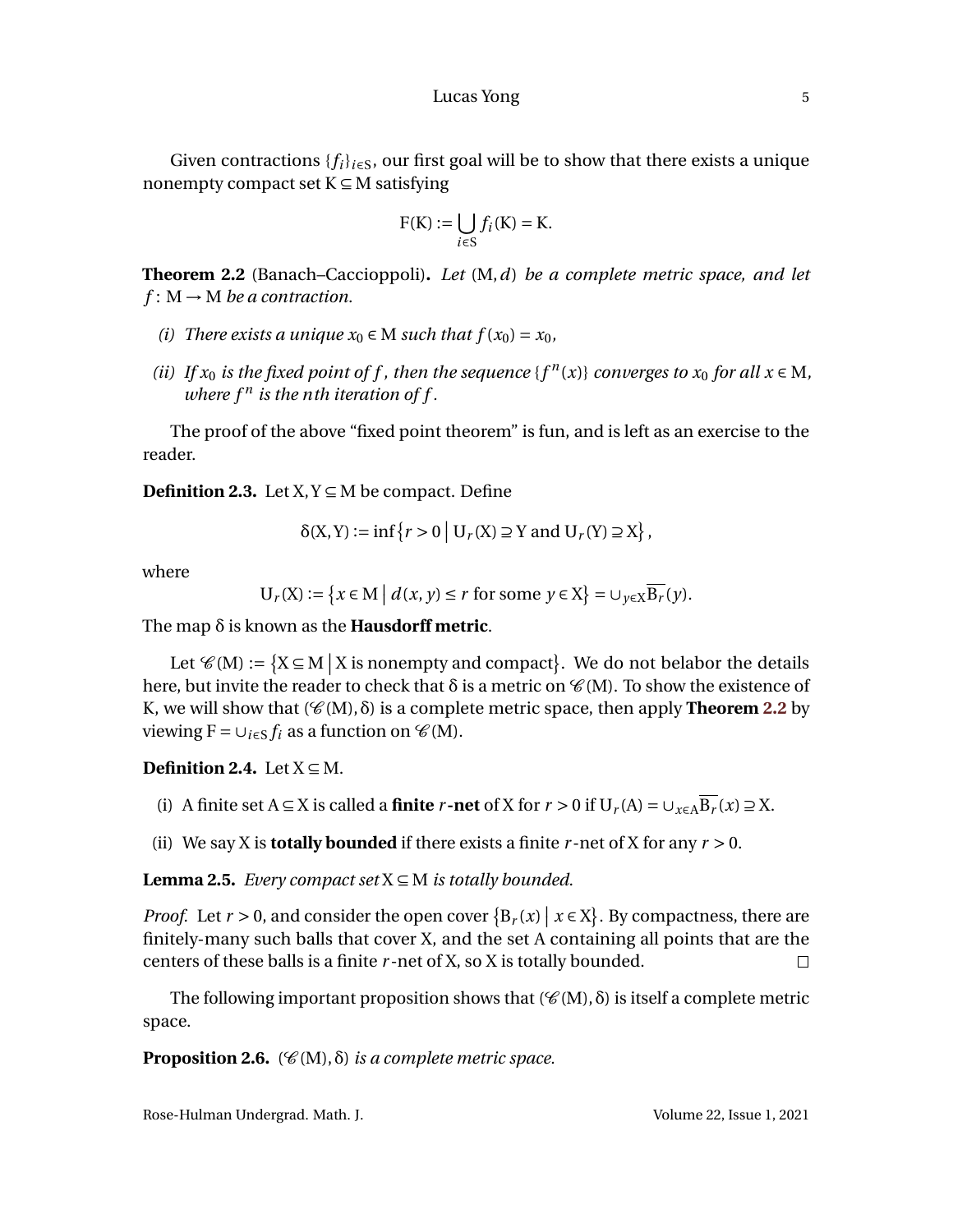Given contractions $\{f_i\}_{i \in S}$, our first goal will be to show that there exists a unique nonempty compact set $K \subseteq M$ satisfying

$$F(K) := \bigcup_{i \in S} f_i(K) = K.$$

**Theorem 2.2** (Banach–Caccioppoli)**.** *Let* $(M, d)$ *be a complete metric space, and let* $f : M \to M$ *be a contraction.*

*(i) There exists a unique* $x_0 \in M$ *such that* $f(x_0) = x_0$*,*

*(ii) If* $x_0$ *is the fixed point of* $f$*, then the sequence* $\{f^n(x)\}$ *converges to* $x_0$ *for all* $x \in M$*, where* $f^n$ *is the* $n$*th iteration of* $f$*.*

The proof of the above "fixed point theorem" is fun, and is left as an exercise to the reader.

**Definition 2.3.** Let $X, Y \subseteq M$ be compact. Define

$$\delta(X, Y) := \inf\left\{r > 0 \,\middle|\, U_r(X) \supseteq Y \text{ and } U_r(Y) \supseteq X\right\},$$

where

$$U_r(X) := \left\{x \in M \,\middle|\, d(x, y) \leq r \text{ for some } y \in X\right\} = \cup_{y \in X} \overline{B_r}(y).$$

The map $\delta$ is known as the **Hausdorff metric**.

Let $\mathscr{C}(M) := \left\{X \subseteq M \,\middle|\, X \text{ is nonempty and compact}\right\}$. We do not belabor the details here, but invite the reader to check that $\delta$ is a metric on $\mathscr{C}(M)$. To show the existence of K, we will show that $(\mathscr{C}(M), \delta)$ is a complete metric space, then apply **Theorem 2.2** by viewing $F = \cup_{i \in S} f_i$ as a function on $\mathscr{C}(M)$.

**Definition 2.4.** Let $X \subseteq M$.

(i) A finite set $A \subseteq X$ is called a **finite** $r$**-net** of X for $r > 0$ if $U_r(A) = \cup_{x \in A} \overline{B_r}(x) \supseteq X$.

(ii) We say X is **totally bounded** if there exists a finite $r$-net of X for any $r > 0$.

**Lemma 2.5.** *Every compact set* $X \subseteq M$ *is totally bounded.*

*Proof.* Let $r > 0$, and consider the open cover $\left\{B_r(x) \,\middle|\, x \in X\right\}$. By compactness, there are finitely-many such balls that cover X, and the set A containing all points that are the centers of these balls is a finite $r$-net of X, so X is totally bounded. $\square$

The following important proposition shows that $(\mathscr{C}(M), \delta)$ is itself a complete metric space.

**Proposition 2.6.** $(\mathscr{C}(M), \delta)$ *is a complete metric space.*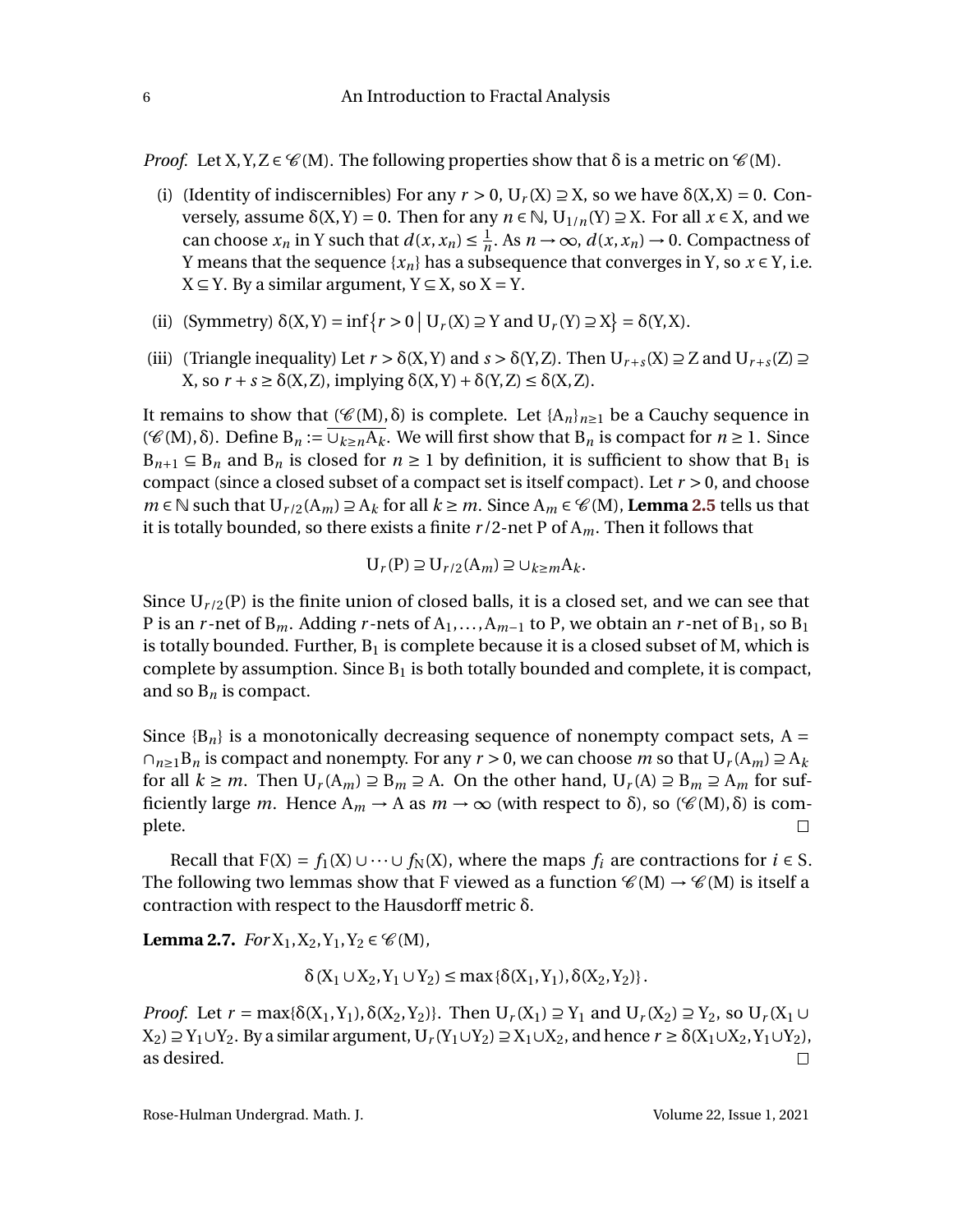*Proof.* Let $X, Y, Z \in \mathscr{C}(M)$. The following properties show that $\delta$ is a metric on $\mathscr{C}(M)$.

(i) (Identity of indiscernibles) For any $r > 0$, $U_r(X) \supseteq X$, so we have $\delta(X, X) = 0$. Conversely, assume $\delta(X, Y) = 0$. Then for any $n \in \mathbb{N}$, $U_{1/n}(Y) \supseteq X$. For all $x \in X$, and we can choose $x_n$ in Y such that $d(x, x_n) \leq \frac{1}{n}$. As $n \to \infty$, $d(x, x_n) \to 0$. Compactness of Y means that the sequence $\{x_n\}$ has a subsequence that converges in Y, so $x \in Y$, i.e. $X \subseteq Y$. By a similar argument, $Y \subseteq X$, so $X = Y$.

(ii) (Symmetry) $\delta(X, Y) = \inf\{r > 0 \mid U_r(X) \supseteq Y \text{ and } U_r(Y) \supseteq X\} = \delta(Y, X)$.

(iii) (Triangle inequality) Let $r > \delta(X, Y)$ and $s > \delta(Y, Z)$. Then $U_{r+s}(X) \supseteq Z$ and $U_{r+s}(Z) \supseteq X$, so $r + s \geq \delta(X, Z)$, implying $\delta(X, Y) + \delta(Y, Z) \leq \delta(X, Z)$.

It remains to show that $(\mathscr{C}(M), \delta)$ is complete. Let $\{A_n\}_{n\geq 1}$ be a Cauchy sequence in $(\mathscr{C}(M), \delta)$. Define $B_n := \overline{\cup_{k\geq n} A_k}$. We will first show that $B_n$ is compact for $n \geq 1$. Since $B_{n+1} \subseteq B_n$ and $B_n$ is closed for $n \geq 1$ by definition, it is sufficient to show that $B_1$ is compact (since a closed subset of a compact set is itself compact). Let $r > 0$, and choose $m \in \mathbb{N}$ such that $U_{r/2}(A_m) \supseteq A_k$ for all $k \geq m$. Since $A_m \in \mathscr{C}(M)$, **Lemma 2.5** tells us that it is totally bounded, so there exists a finite $r/2$-net P of $A_m$. Then it follows that

$$U_r(P) \supseteq U_{r/2}(A_m) \supseteq \cup_{k\geq m} A_k.$$

Since $U_{r/2}(P)$ is the finite union of closed balls, it is a closed set, and we can see that P is an $r$-net of $B_m$. Adding $r$-nets of $A_1, \ldots, A_{m-1}$ to P, we obtain an $r$-net of $B_1$, so $B_1$ is totally bounded. Further, $B_1$ is complete because it is a closed subset of M, which is complete by assumption. Since $B_1$ is both totally bounded and complete, it is compact, and so $B_n$ is compact.

Since $\{B_n\}$ is a monotonically decreasing sequence of nonempty compact sets, $A = \cap_{n\geq 1} B_n$ is compact and nonempty. For any $r > 0$, we can choose $m$ so that $U_r(A_m) \supseteq A_k$ for all $k \geq m$. Then $U_r(A_m) \supseteq B_m \supseteq A$. On the other hand, $U_r(A) \supseteq B_m \supseteq A_m$ for sufficiently large $m$. Hence $A_m \to A$ as $m \to \infty$ (with respect to $\delta$), so $(\mathscr{C}(M), \delta)$ is complete. □

Recall that $F(X) = f_1(X) \cup \cdots \cup f_N(X)$, where the maps $f_i$ are contractions for $i \in S$. The following two lemmas show that F viewed as a function $\mathscr{C}(M) \to \mathscr{C}(M)$ is itself a contraction with respect to the Hausdorff metric $\delta$.

**Lemma 2.7.** *For* $X_1, X_2, Y_1, Y_2 \in \mathscr{C}(M)$,

$$\delta(X_1 \cup X_2, Y_1 \cup Y_2) \leq \max\{\delta(X_1, Y_1), \delta(X_2, Y_2)\}.$$

*Proof.* Let $r = \max\{\delta(X_1, Y_1), \delta(X_2, Y_2)\}$. Then $U_r(X_1) \supseteq Y_1$ and $U_r(X_2) \supseteq Y_2$, so $U_r(X_1 \cup X_2) \supseteq Y_1 \cup Y_2$. By a similar argument, $U_r(Y_1 \cup Y_2) \supseteq X_1 \cup X_2$, and hence $r \geq \delta(X_1 \cup X_2, Y_1 \cup Y_2)$, as desired. □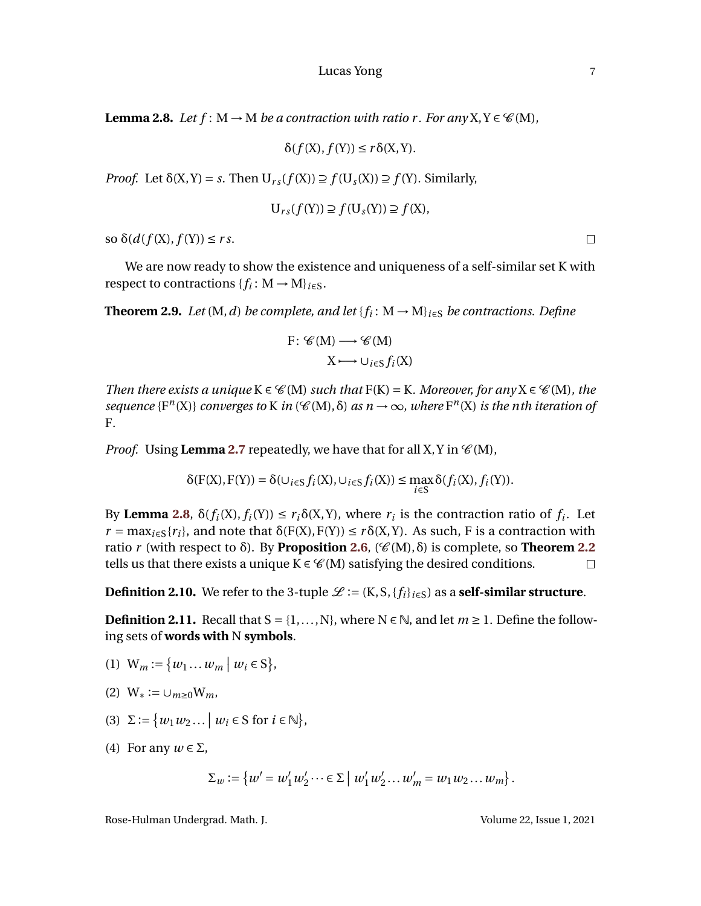**Lemma 2.8.** *Let $f: \mathrm{M} \to \mathrm{M}$ be a contraction with ratio $r$. For any $\mathrm{X}, \mathrm{Y} \in \mathscr{C}(\mathrm{M})$,*

$$\delta(f(\mathrm{X}), f(\mathrm{Y})) \leq r\delta(\mathrm{X}, \mathrm{Y}).$$

*Proof.* Let $\delta(\mathrm{X}, \mathrm{Y}) = s$. Then $\mathrm{U}_{rs}(f(\mathrm{X})) \supseteq f(\mathrm{U}_s(\mathrm{X})) \supseteq f(\mathrm{Y})$. Similarly,

$$\mathrm{U}_{rs}(f(\mathrm{Y})) \supseteq f(\mathrm{U}_s(\mathrm{Y})) \supseteq f(\mathrm{X}),$$

so $\delta(d(f(\mathrm{X}), f(\mathrm{Y})) \leq rs$. □

We are now ready to show the existence and uniqueness of a self-similar set K with respect to contractions $\{f_i : \mathrm{M} \to \mathrm{M}\}_{i \in \mathrm{S}}$.

**Theorem 2.9.** *Let $(\mathrm{M}, d)$ be complete, and let $\{f_i : \mathrm{M} \to \mathrm{M}\}_{i \in \mathrm{S}}$ be contractions. Define*

$$\begin{aligned} \mathrm{F} \colon \mathscr{C}(\mathrm{M}) &\longrightarrow \mathscr{C}(\mathrm{M}) \\ \mathrm{X} &\longmapsto \cup_{i \in \mathrm{S}} f_i(\mathrm{X}) \end{aligned}$$

*Then there exists a unique $\mathrm{K} \in \mathscr{C}(\mathrm{M})$ such that $\mathrm{F}(\mathrm{K}) = \mathrm{K}$. Moreover, for any $\mathrm{X} \in \mathscr{C}(\mathrm{M})$, the sequence $\{\mathrm{F}^n(\mathrm{X})\}$ converges to K in $(\mathscr{C}(\mathrm{M}), \delta)$ as $n \to \infty$, where $\mathrm{F}^n(\mathrm{X})$ is the $n$th iteration of F.*

*Proof.* Using **Lemma 2.7** repeatedly, we have that for all X, Y in $\mathscr{C}(\mathrm{M})$,

$$\delta(\mathrm{F}(\mathrm{X}), \mathrm{F}(\mathrm{Y})) = \delta(\cup_{i \in \mathrm{S}} f_i(\mathrm{X}), \cup_{i \in \mathrm{S}} f_i(\mathrm{X})) \leq \max_{i \in \mathrm{S}} \delta(f_i(\mathrm{X}), f_i(\mathrm{Y})).$$

By **Lemma 2.8**, $\delta(f_i(\mathrm{X}), f_i(\mathrm{Y})) \leq r_i \delta(\mathrm{X}, \mathrm{Y})$, where $r_i$ is the contraction ratio of $f_i$. Let $r = \max_{i \in \mathrm{S}}\{r_i\}$, and note that $\delta(\mathrm{F}(\mathrm{X}), \mathrm{F}(\mathrm{Y})) \leq r\delta(\mathrm{X}, \mathrm{Y})$. As such, F is a contraction with ratio $r$ (with respect to $\delta$). By **Proposition 2.6**, $(\mathscr{C}(\mathrm{M}), \delta)$ is complete, so **Theorem 2.2** tells us that there exists a unique $\mathrm{K} \in \mathscr{C}(\mathrm{M})$ satisfying the desired conditions. □

**Definition 2.10.** We refer to the 3-tuple $\mathscr{L} := (\mathrm{K}, \mathrm{S}, \{f_i\}_{i \in \mathrm{S}})$ as a **self-similar structure**.

**Definition 2.11.** Recall that $\mathrm{S} = \{1, \ldots, \mathrm{N}\}$, where $\mathrm{N} \in \mathbb{N}$, and let $m \geq 1$. Define the following sets of **words with N symbols**.

(1) $\mathrm{W}_m := \{w_1 \ldots w_m \mid w_i \in \mathrm{S}\}$,

(2) $\mathrm{W}_* := \cup_{m \geq 0} \mathrm{W}_m$,

(3) $\Sigma := \{w_1 w_2 \ldots \mid w_i \in \mathrm{S} \text{ for } i \in \mathbb{N}\}$,

(4) For any $w \in \Sigma$,

$$\Sigma_w := \{w' = w'_1 w'_2 \cdots \in \Sigma \mid w'_1 w'_2 \ldots w'_m = w_1 w_2 \ldots w_m\}.$$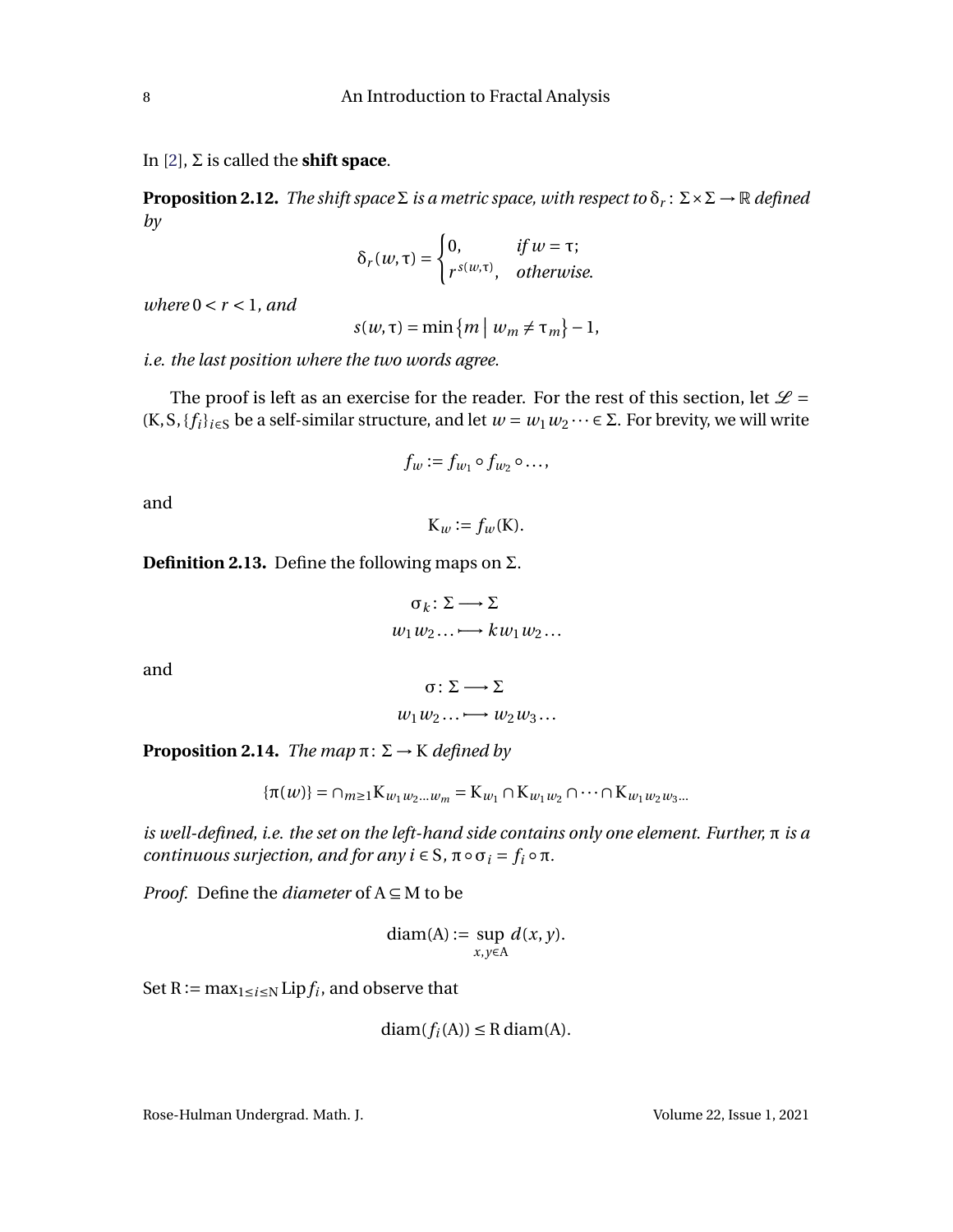In [2], $\Sigma$ is called the **shift space**.

**Proposition 2.12.** *The shift space $\Sigma$ is a metric space, with respect to $\delta_r\colon \Sigma\times\Sigma\to\mathbb{R}$ defined by*

$$\delta_r(w,\tau)=\begin{cases}0, & \text{if } w=\tau;\\ r^{s(w,\tau)}, & \text{otherwise.}\end{cases}$$

*where $0<r<1$, and*

$$s(w,\tau)=\min\{m \mid w_m\neq\tau_m\}-1,$$

*i.e. the last position where the two words agree.*

The proof is left as an exercise for the reader. For the rest of this section, let $\mathscr{L}=(\mathrm{K},\mathrm{S},\{f_i\}_{i\in\mathrm{S}}$ be a self-similar structure, and let $w=w_1w_2\cdots\in\Sigma$. For brevity, we will write

$$f_w := f_{w_1}\circ f_{w_2}\circ\ldots,$$

and

$$\mathrm{K}_w := f_w(\mathrm{K}).$$

**Definition 2.13.** Define the following maps on $\Sigma$.

$$\begin{aligned}\sigma_k\colon \Sigma &\longrightarrow \Sigma\\ w_1w_2\ldots &\longmapsto kw_1w_2\ldots\end{aligned}$$

and

$$\begin{aligned}\sigma\colon \Sigma &\longrightarrow \Sigma\\ w_1w_2\ldots &\longmapsto w_2w_3\ldots\end{aligned}$$

**Proposition 2.14.** *The map $\pi\colon\Sigma\to\mathrm{K}$ defined by*

$$\{\pi(w)\}=\cap_{m\geq1}\mathrm{K}_{w_1w_2\ldots w_m}=\mathrm{K}_{w_1}\cap\mathrm{K}_{w_1w_2}\cap\cdots\cap\mathrm{K}_{w_1w_2w_3\ldots}$$

*is well-defined, i.e. the set on the left-hand side contains only one element. Further, $\pi$ is a continuous surjection, and for any $i\in\mathrm{S}$, $\pi\circ\sigma_i=f_i\circ\pi$.*

*Proof.* Define the *diameter* of $\mathrm{A}\subseteq\mathrm{M}$ to be

$$\operatorname{diam}(\mathrm{A}) := \sup_{x,y\in\mathrm{A}} d(x,y).$$

Set $\mathrm{R}:=\max_{1\leq i\leq\mathrm{N}}\operatorname{Lip}f_i$, and observe that

$$\operatorname{diam}(f_i(\mathrm{A}))\leq\mathrm{R}\operatorname{diam}(\mathrm{A}).$$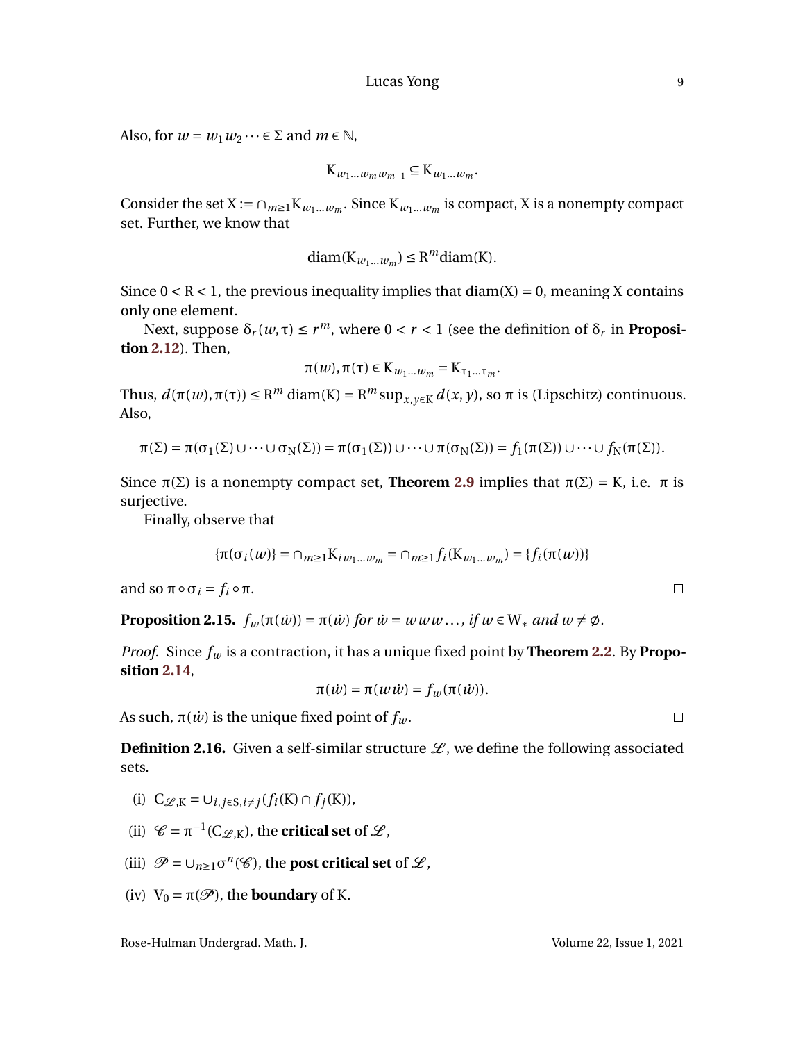Also, for $w = w_1 w_2 \cdots \in \Sigma$ and $m \in \mathbb{N}$,

$$\mathrm{K}_{w_1 \ldots w_m w_{m+1}} \subseteq \mathrm{K}_{w_1 \ldots w_m}.$$

Consider the set $\mathrm{X} := \cap_{m \geq 1} \mathrm{K}_{w_1 \ldots w_m}$. Since $\mathrm{K}_{w_1 \ldots w_m}$ is compact, X is a nonempty compact set. Further, we know that

$$\operatorname{diam}(\mathrm{K}_{w_1 \ldots w_m}) \leq \mathrm{R}^m \operatorname{diam}(\mathrm{K}).$$

Since $0 < \mathrm{R} < 1$, the previous inequality implies that $\operatorname{diam}(\mathrm{X}) = 0$, meaning X contains only one element.

Next, suppose $\delta_r(w, \tau) \leq r^m$, where $0 < r < 1$ (see the definition of $\delta_r$ in **Proposition 2.12**). Then,

$$\pi(w), \pi(\tau) \in \mathrm{K}_{w_1 \ldots w_m} = \mathrm{K}_{\tau_1 \ldots \tau_m}.$$

Thus, $d(\pi(w), \pi(\tau)) \leq \mathrm{R}^m \operatorname{diam}(\mathrm{K}) = \mathrm{R}^m \sup_{x,y \in \mathrm{K}} d(x, y)$, so $\pi$ is (Lipschitz) continuous. Also,

$$\pi(\Sigma) = \pi(\sigma_1(\Sigma) \cup \cdots \cup \sigma_{\mathrm{N}}(\Sigma)) = \pi(\sigma_1(\Sigma)) \cup \cdots \cup \pi(\sigma_{\mathrm{N}}(\Sigma)) = f_1(\pi(\Sigma)) \cup \cdots \cup f_{\mathrm{N}}(\pi(\Sigma)).$$

Since $\pi(\Sigma)$ is a nonempty compact set, **Theorem 2.9** implies that $\pi(\Sigma) = \mathrm{K}$, i.e. $\pi$ is surjective.

Finally, observe that

$$\{\pi(\sigma_i(w)\} = \cap_{m \geq 1} \mathrm{K}_{i w_1 \ldots w_m} = \cap_{m \geq 1} f_i(\mathrm{K}_{w_1 \ldots w_m}) = \{f_i(\pi(w))\}$$

and so $\pi \circ \sigma_i = f_i \circ \pi$. □

**Proposition 2.15.** *$f_w(\pi(\dot{w})) = \pi(\dot{w})$ for $\dot{w} = www\ldots$, if $w \in \mathrm{W}_*$ and $w \neq \emptyset$.*

*Proof.* Since $f_w$ is a contraction, it has a unique fixed point by **Theorem 2.2**. By **Proposition 2.14**,

$$\pi(\dot{w}) = \pi(w\dot{w}) = f_w(\pi(\dot{w})).$$

As such, $\pi(\dot{w})$ is the unique fixed point of $f_w$. □

**Definition 2.16.** Given a self-similar structure $\mathscr{L}$, we define the following associated sets.

(i) $\mathrm{C}_{\mathscr{L},\mathrm{K}} = \cup_{i,j \in \mathrm{S}, i \neq j} (f_i(\mathrm{K}) \cap f_j(\mathrm{K}))$,

(ii) $\mathscr{C} = \pi^{-1}(\mathrm{C}_{\mathscr{L},\mathrm{K}})$, the **critical set** of $\mathscr{L}$,

(iii) $\mathscr{P} = \cup_{n \geq 1} \sigma^n(\mathscr{C})$, the **post critical set** of $\mathscr{L}$,

(iv) $\mathrm{V}_0 = \pi(\mathscr{P})$, the **boundary** of K.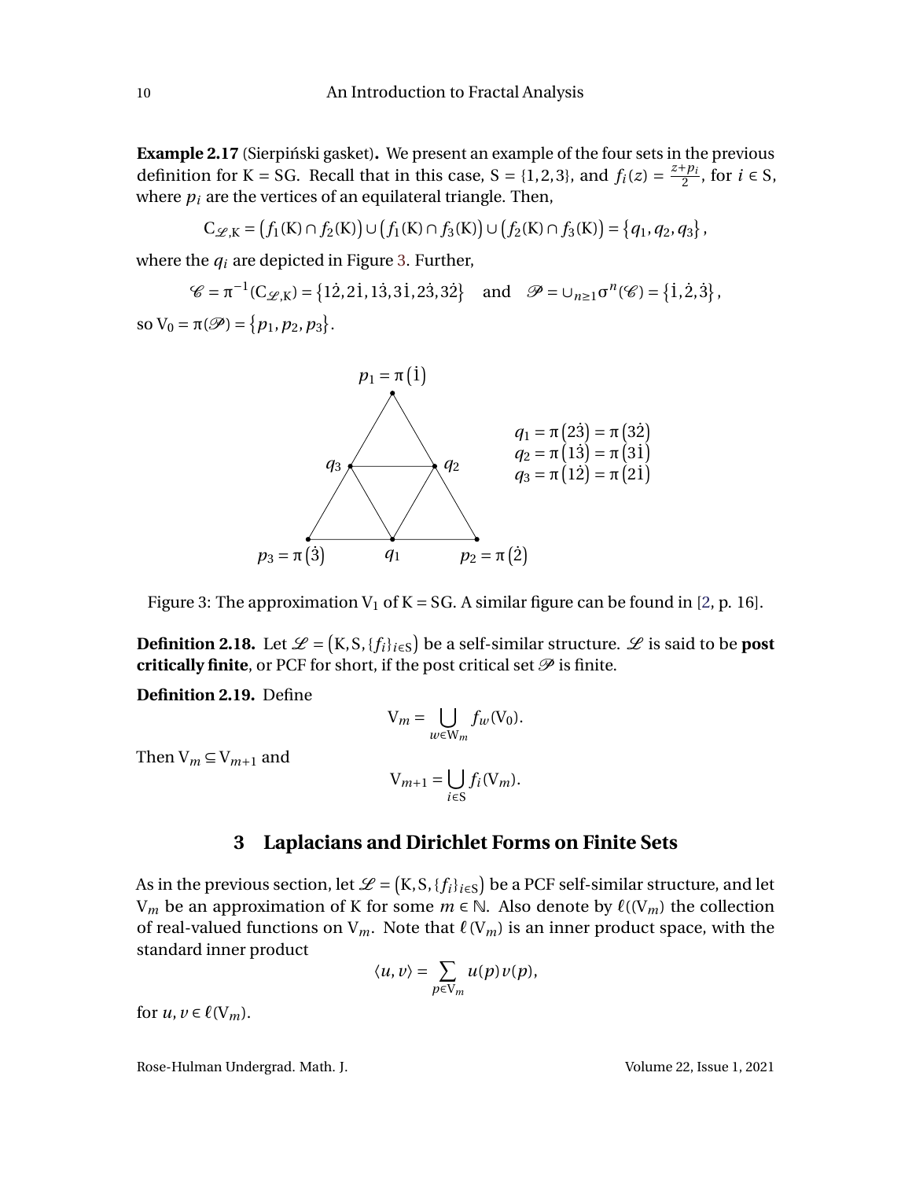**Example 2.17** (Sierpiński gasket)**.** We present an example of the four sets in the previous definition for $K = SG$. Recall that in this case, $S = \{1,2,3\}$, and $f_i(z) = \frac{z+p_i}{2}$, for $i \in S$, where $p_i$ are the vertices of an equilateral triangle. Then,

$$C_{\mathscr{L},K} = \big(f_1(K) \cap f_2(K)\big) \cup \big(f_1(K) \cap f_3(K)\big) \cup \big(f_2(K) \cap f_3(K)\big) = \{q_1, q_2, q_3\},$$

where the $q_i$ are depicted in Figure 3. Further,

$$\mathscr{C} = \pi^{-1}(C_{\mathscr{L},K}) = \{1\dot{2}, 2\dot{1}, 1\dot{3}, 3\dot{1}, 2\dot{3}, 3\dot{2}\} \quad \text{and} \quad \mathscr{P} = \cup_{n\geq 1} \sigma^n(\mathscr{C}) = \{\dot{1}, \dot{2}, \dot{3}\},$$

so $V_0 = \pi(\mathscr{P}) = \{p_1, p_2, p_3\}$.

$p_1 = \pi(\dot{1})$

$q_3$ $q_2$

$p_3 = \pi(\dot{3})$ $q_1$ $p_2 = \pi(\dot{2})$

$q_1 = \pi(2\dot{3}) = \pi(3\dot{2})$
$q_2 = \pi(1\dot{3}) = \pi(3\dot{1})$
$q_3 = \pi(1\dot{2}) = \pi(2\dot{1})$

Figure 3: The approximation $V_1$ of $K = SG$. A similar figure can be found in [2, p. 16].

**Definition 2.18.** Let $\mathscr{L} = \big(K, S, \{f_i\}_{i\in S}\big)$ be a self-similar structure. $\mathscr{L}$ is said to be **post critically finite**, or PCF for short, if the post critical set $\mathscr{P}$ is finite.

**Definition 2.19.** Define

$$V_m = \bigcup_{w\in W_m} f_w(V_0).$$

Then $V_m \subseteq V_{m+1}$ and

$$V_{m+1} = \bigcup_{i\in S} f_i(V_m).$$

## 3 Laplacians and Dirichlet Forms on Finite Sets

As in the previous section, let $\mathscr{L} = \big(K, S, \{f_i\}_{i\in S}\big)$ be a PCF self-similar structure, and let $V_m$ be an approximation of $K$ for some $m \in \mathbb{N}$. Also denote by $\ell((V_m)$ the collection of real-valued functions on $V_m$. Note that $\ell(V_m)$ is an inner product space, with the standard inner product

$$\langle u, v\rangle = \sum_{p\in V_m} u(p)v(p),$$

for $u, v \in \ell(V_m)$.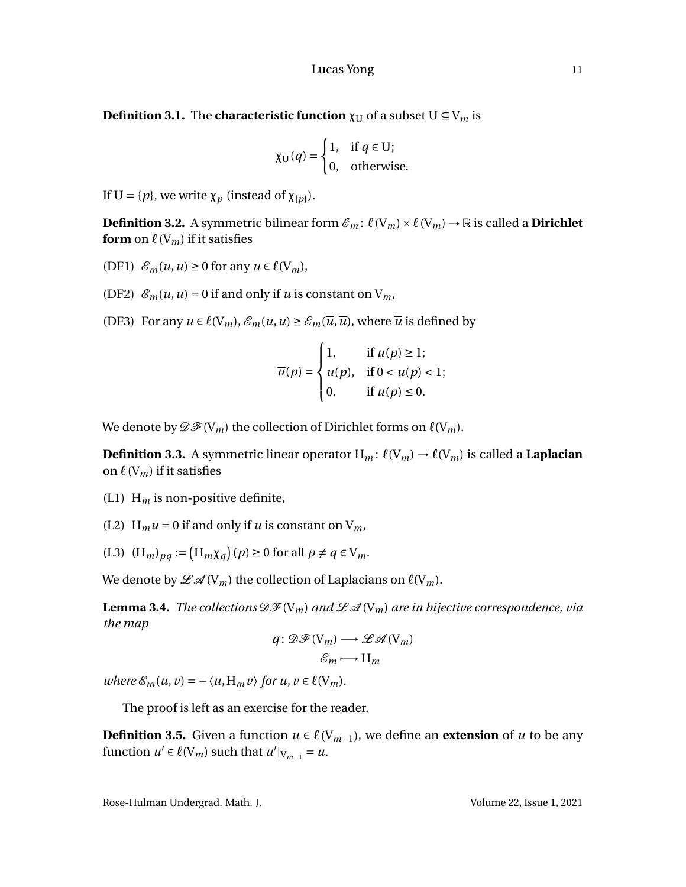**Definition 3.1.** The **characteristic function** $\chi_U$ of a subset $U \subseteq V_m$ is

$$\chi_U(q) = \begin{cases} 1, & \text{if } q \in U; \\ 0, & \text{otherwise.} \end{cases}$$

If $U = \{p\}$, we write $\chi_p$ (instead of $\chi_{\{p\}}$).

**Definition 3.2.** A symmetric bilinear form $\mathscr{E}_m \colon \ell(V_m) \times \ell(V_m) \to \mathbb{R}$ is called a **Dirichlet form** on $\ell(V_m)$ if it satisfies

(DF1) $\mathscr{E}_m(u,u) \geq 0$ for any $u \in \ell(V_m)$,

(DF2) $\mathscr{E}_m(u,u) = 0$ if and only if $u$ is constant on $V_m$,

(DF3) For any $u \in \ell(V_m)$, $\mathscr{E}_m(u,u) \geq \mathscr{E}_m(\overline{u},\overline{u})$, where $\overline{u}$ is defined by

$$\overline{u}(p) = \begin{cases} 1, & \text{if } u(p) \geq 1; \\ u(p), & \text{if } 0 < u(p) < 1; \\ 0, & \text{if } u(p) \leq 0. \end{cases}$$

We denote by $\mathscr{DF}(V_m)$ the collection of Dirichlet forms on $\ell(V_m)$.

**Definition 3.3.** A symmetric linear operator $H_m \colon \ell(V_m) \to \ell(V_m)$ is called a **Laplacian** on $\ell(V_m)$ if it satisfies

(L1) $H_m$ is non-positive definite,

(L2) $H_m u = 0$ if and only if $u$ is constant on $V_m$,

(L3) $(H_m)_{pq} := \left(H_m \chi_q\right)(p) \geq 0$ for all $p \neq q \in V_m$.

We denote by $\mathscr{LA}(V_m)$ the collection of Laplacians on $\ell(V_m)$.

**Lemma 3.4.** *The collections $\mathscr{DF}(V_m)$ and $\mathscr{LA}(V_m)$ are in bijective correspondence, via the map*

$$\begin{aligned} q \colon \mathscr{DF}(V_m) &\longrightarrow \mathscr{LA}(V_m) \\ \mathscr{E}_m &\longmapsto H_m \end{aligned}$$

*where $\mathscr{E}_m(u,v) = -\langle u, H_m v\rangle$ for $u, v \in \ell(V_m)$.*

The proof is left as an exercise for the reader.

**Definition 3.5.** Given a function $u \in \ell(V_{m-1})$, we define an **extension** of $u$ to be any function $u' \in \ell(V_m)$ such that $u'|_{V_{m-1}} = u$.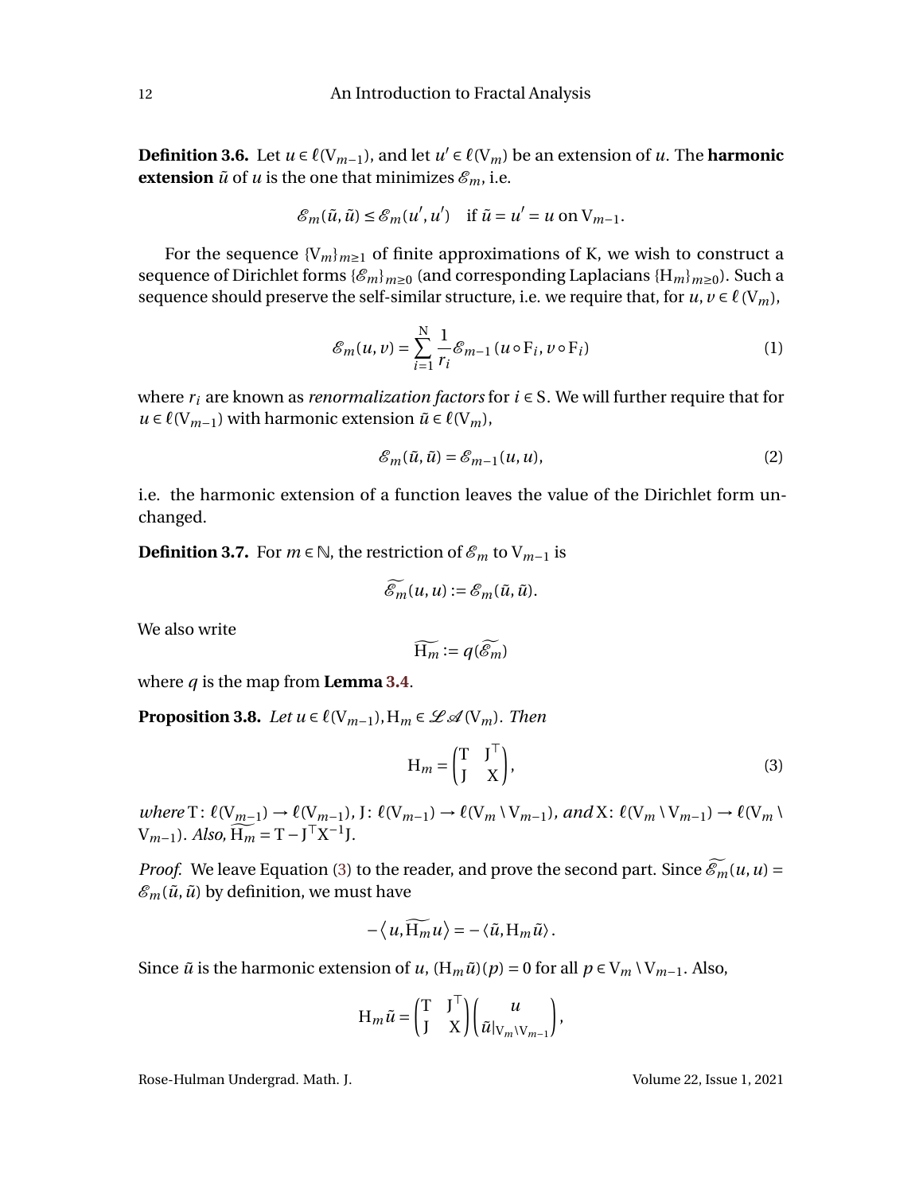**Definition 3.6.** Let $u \in \ell(\mathrm{V}_{m-1})$, and let $u' \in \ell(\mathrm{V}_m)$ be an extension of $u$. The **harmonic extension** $\tilde{u}$ of $u$ is the one that minimizes $\mathscr{E}_m$, i.e.

$$\mathscr{E}_m(\tilde{u}, \tilde{u}) \le \mathscr{E}_m(u', u') \quad \text{if } \tilde{u} = u' = u \text{ on } \mathrm{V}_{m-1}.$$

For the sequence $\{\mathrm{V}_m\}_{m\ge 1}$ of finite approximations of K, we wish to construct a sequence of Dirichlet forms $\{\mathscr{E}_m\}_{m\ge 0}$ (and corresponding Laplacians $\{\mathrm{H}_m\}_{m\ge 0}$). Such a sequence should preserve the self-similar structure, i.e. we require that, for $u, v \in \ell(\mathrm{V}_m)$,

$$\mathscr{E}_m(u, v) = \sum_{i=1}^{\mathrm{N}} \frac{1}{r_i} \mathscr{E}_{m-1}(u \circ \mathrm{F}_i, v \circ \mathrm{F}_i) \tag{1}$$

where $r_i$ are known as *renormalization factors* for $i \in \mathrm{S}$. We will further require that for $u \in \ell(\mathrm{V}_{m-1})$ with harmonic extension $\tilde{u} \in \ell(\mathrm{V}_m)$,

$$\mathscr{E}_m(\tilde{u}, \tilde{u}) = \mathscr{E}_{m-1}(u, u), \tag{2}$$

i.e. the harmonic extension of a function leaves the value of the Dirichlet form unchanged.

**Definition 3.7.** For $m \in \mathbb{N}$, the restriction of $\mathscr{E}_m$ to $\mathrm{V}_{m-1}$ is

$$\widetilde{\mathscr{E}_m}(u, u) := \mathscr{E}_m(\tilde{u}, \tilde{u}).$$

We also write

$$\widetilde{\mathrm{H}_m} := q(\widetilde{\mathscr{E}_m})$$

where $q$ is the map from **Lemma 3.4**.

**Proposition 3.8.** *Let $u \in \ell(\mathrm{V}_{m-1}), \mathrm{H}_m \in \mathscr{LA}(\mathrm{V}_m)$. Then*

$$\mathrm{H}_m = \begin{pmatrix} \mathrm{T} & \mathrm{J}^\top \\ \mathrm{J} & \mathrm{X} \end{pmatrix}, \tag{3}$$

*where* $\mathrm{T}\colon \ell(\mathrm{V}_{m-1}) \to \ell(\mathrm{V}_{m-1})$, $\mathrm{J}\colon \ell(\mathrm{V}_{m-1}) \to \ell(\mathrm{V}_m \setminus \mathrm{V}_{m-1})$, *and* $\mathrm{X}\colon \ell(\mathrm{V}_m \setminus \mathrm{V}_{m-1}) \to \ell(\mathrm{V}_m \setminus \mathrm{V}_{m-1})$. *Also,* $\widetilde{\mathrm{H}_m} = \mathrm{T} - \mathrm{J}^\top \mathrm{X}^{-1} \mathrm{J}$.

*Proof.* We leave Equation (3) to the reader, and prove the second part. Since $\widetilde{\mathscr{E}_m}(u, u) = \mathscr{E}_m(\tilde{u}, \tilde{u})$ by definition, we must have

$$-\left\langle u, \widetilde{\mathrm{H}_m} u \right\rangle = -\left\langle \tilde{u}, \mathrm{H}_m \tilde{u} \right\rangle.$$

Since $\tilde{u}$ is the harmonic extension of $u$, $(\mathrm{H}_m \tilde{u})(p) = 0$ for all $p \in \mathrm{V}_m \setminus \mathrm{V}_{m-1}$. Also,

$$\mathrm{H}_m \tilde{u} = \begin{pmatrix} \mathrm{T} & \mathrm{J}^\top \\ \mathrm{J} & \mathrm{X} \end{pmatrix} \begin{pmatrix} u \\ \tilde{u}|_{\mathrm{V}_m \setminus \mathrm{V}_{m-1}} \end{pmatrix},$$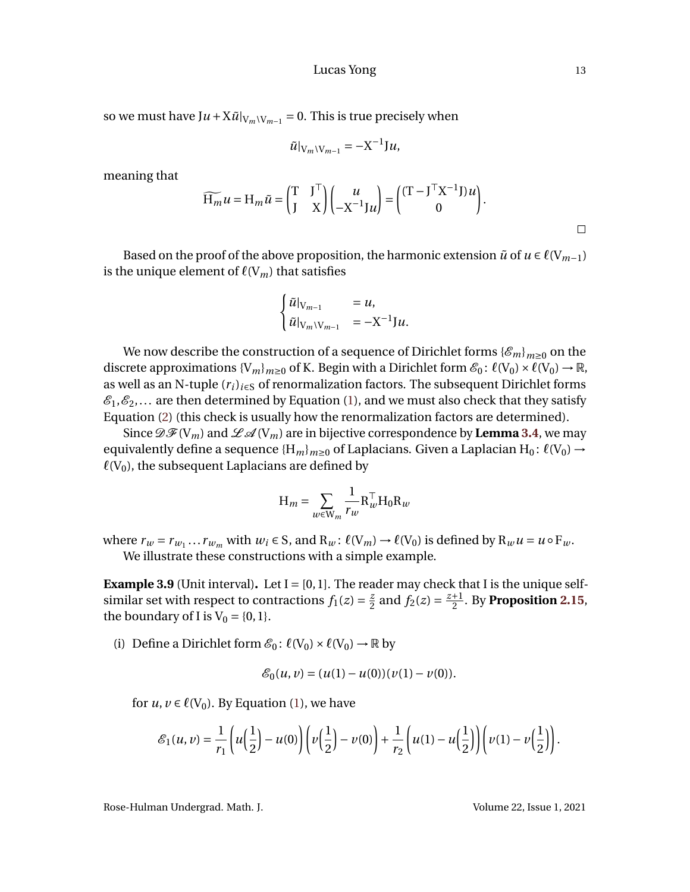so we must have $\mathrm{J}u + \mathrm{X}\tilde{u}|_{\mathrm{V}_m \setminus \mathrm{V}_{m-1}} = 0$. This is true precisely when

$$\tilde{u}|_{\mathrm{V}_m \setminus \mathrm{V}_{m-1}} = -\mathrm{X}^{-1}\mathrm{J}u,$$

meaning that

$$\widetilde{\mathrm{H}_m} u = \mathrm{H}_m \tilde{u} = \begin{pmatrix} \mathrm{T} & \mathrm{J}^\top \\ \mathrm{J} & \mathrm{X} \end{pmatrix} \begin{pmatrix} u \\ -\mathrm{X}^{-1}\mathrm{J}u \end{pmatrix} = \begin{pmatrix} (\mathrm{T} - \mathrm{J}^\top \mathrm{X}^{-1}\mathrm{J})u \\ 0 \end{pmatrix}.$$

□

Based on the proof of the above proposition, the harmonic extension $\tilde{u}$ of $u \in \ell(\mathrm{V}_{m-1})$ is the unique element of $\ell(\mathrm{V}_m)$ that satisfies

$$\begin{cases} \tilde{u}|_{\mathrm{V}_{m-1}} & = u, \\ \tilde{u}|_{\mathrm{V}_m \setminus \mathrm{V}_{m-1}} & = -\mathrm{X}^{-1}\mathrm{J}u. \end{cases}$$

We now describe the construction of a sequence of Dirichlet forms $\{\mathscr{E}_m\}_{m \geq 0}$ on the discrete approximations $\{\mathrm{V}_m\}_{m\geq 0}$ of K. Begin with a Dirichlet form $\mathscr{E}_0 \colon \ell(\mathrm{V}_0) \times \ell(\mathrm{V}_0) \to \mathbb{R}$, as well as an N-tuple $(r_i)_{i \in \mathrm{S}}$ of renormalization factors. The subsequent Dirichlet forms $\mathscr{E}_1, \mathscr{E}_2, \ldots$ are then determined by Equation (1), and we must also check that they satisfy Equation (2) (this check is usually how the renormalization factors are determined).

Since $\mathscr{DF}(\mathrm{V}_m)$ and $\mathscr{LA}(\mathrm{V}_m)$ are in bijective correspondence by **Lemma 3.4**, we may equivalently define a sequence $\{\mathrm{H}_m\}_{m\geq 0}$ of Laplacians. Given a Laplacian $\mathrm{H}_0 \colon \ell(\mathrm{V}_0) \to \ell(\mathrm{V}_0)$, the subsequent Laplacians are defined by

$$\mathrm{H}_m = \sum_{w \in \mathrm{W}_m} \frac{1}{r_w} \mathrm{R}_w^\top \mathrm{H}_0 \mathrm{R}_w$$

where $r_w = r_{w_1} \ldots r_{w_m}$ with $w_i \in \mathrm{S}$, and $\mathrm{R}_w \colon \ell(\mathrm{V}_m) \to \ell(\mathrm{V}_0)$ is defined by $\mathrm{R}_w u = u \circ \mathrm{F}_w$.

We illustrate these constructions with a simple example.

**Example 3.9** (Unit interval)**.** Let $\mathrm{I} = [0,1]$. The reader may check that I is the unique self-similar set with respect to contractions $f_1(z) = \frac{z}{2}$ and $f_2(z) = \frac{z+1}{2}$. By **Proposition 2.15**, the boundary of I is $\mathrm{V}_0 = \{0, 1\}$.

(i) Define a Dirichlet form $\mathscr{E}_0 \colon \ell(\mathrm{V}_0) \times \ell(\mathrm{V}_0) \to \mathbb{R}$ by

$$\mathscr{E}_0(u, v) = (u(1) - u(0))(v(1) - v(0)).$$

for $u, v \in \ell(\mathrm{V}_0)$. By Equation (1), we have

$$\mathscr{E}_1(u,v) = \frac{1}{r_1}\left(u\Big(\frac{1}{2}\Big) - u(0)\right)\left(v\Big(\frac{1}{2}\Big) - v(0)\right) + \frac{1}{r_2}\left(u(1) - u\Big(\frac{1}{2}\Big)\right)\left(v(1) - v\Big(\frac{1}{2}\Big)\right).$$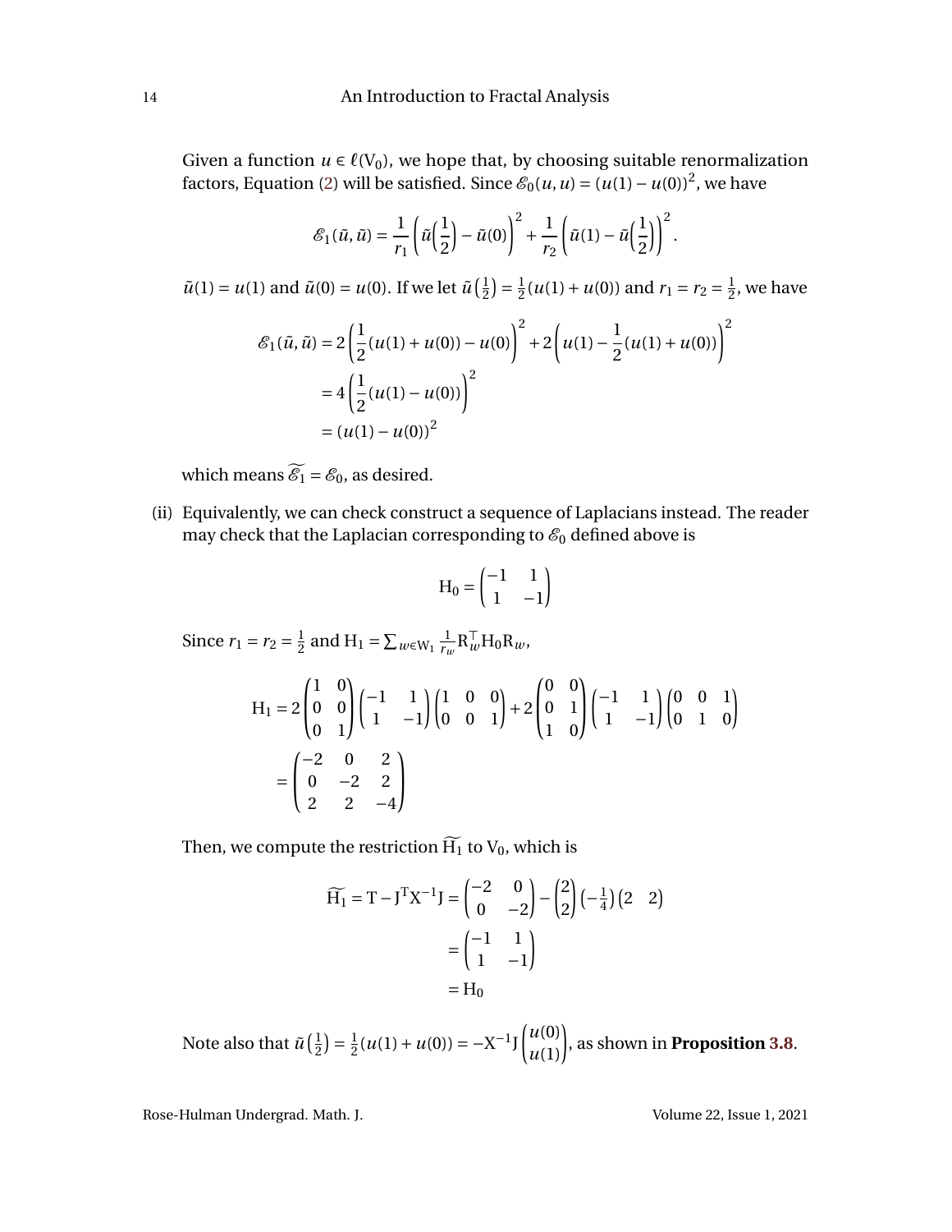Given a function $u \in \ell(V_0)$, we hope that, by choosing suitable renormalization factors, Equation (2) will be satisfied. Since $\mathscr{E}_0(u,u) = (u(1) - u(0))^2$, we have

$$\mathscr{E}_1(\tilde{u},\tilde{u}) = \frac{1}{r_1}\left(\tilde{u}\Big(\frac{1}{2}\Big) - \tilde{u}(0)\right)^2 + \frac{1}{r_2}\left(\tilde{u}(1) - \tilde{u}\Big(\frac{1}{2}\Big)\right)^2.$$

$\tilde{u}(1) = u(1)$ and $\tilde{u}(0) = u(0)$. If we let $\tilde{u}\left(\frac{1}{2}\right) = \frac{1}{2}(u(1) + u(0))$ and $r_1 = r_2 = \frac{1}{2}$, we have

$$\begin{aligned}
\mathscr{E}_1(\tilde{u},\tilde{u}) &= 2\left(\frac{1}{2}(u(1)+u(0)) - u(0)\right)^2 + 2\left(u(1) - \frac{1}{2}(u(1)+u(0))\right)^2 \\
&= 4\left(\frac{1}{2}(u(1)-u(0))\right)^2 \\
&= (u(1)-u(0))^2
\end{aligned}$$

which means $\widetilde{\mathscr{E}_1} = \mathscr{E}_0$, as desired.

(ii) Equivalently, we can check construct a sequence of Laplacians instead. The reader may check that the Laplacian corresponding to $\mathscr{E}_0$ defined above is

$$H_0 = \begin{pmatrix} -1 & 1 \\ 1 & -1 \end{pmatrix}$$

Since $r_1 = r_2 = \frac{1}{2}$ and $H_1 = \sum_{w \in W_1} \frac{1}{r_w} R_w^\top H_0 R_w$,

$$\begin{aligned}
H_1 &= 2\begin{pmatrix} 1 & 0 \\ 0 & 0 \\ 0 & 1 \end{pmatrix}\begin{pmatrix} -1 & 1 \\ 1 & -1 \end{pmatrix}\begin{pmatrix} 1 & 0 & 0 \\ 0 & 0 & 1 \end{pmatrix} + 2\begin{pmatrix} 0 & 0 \\ 0 & 1 \\ 1 & 0 \end{pmatrix}\begin{pmatrix} -1 & 1 \\ 1 & -1 \end{pmatrix}\begin{pmatrix} 0 & 0 & 1 \\ 0 & 1 & 0 \end{pmatrix} \\
&= \begin{pmatrix} -2 & 0 & 2 \\ 0 & -2 & 2 \\ 2 & 2 & -4 \end{pmatrix}
\end{aligned}$$

Then, we compute the restriction $\widetilde{H_1}$ to $V_0$, which is

$$\begin{aligned}
\widetilde{H_1} = T - J^T X^{-1} J &= \begin{pmatrix} -2 & 0 \\ 0 & -2 \end{pmatrix} - \begin{pmatrix} 2 \\ 2 \end{pmatrix}\left(-\tfrac{1}{4}\right)\begin{pmatrix} 2 & 2 \end{pmatrix} \\
&= \begin{pmatrix} -1 & 1 \\ 1 & -1 \end{pmatrix} \\
&= H_0
\end{aligned}$$

Note also that $\tilde{u}\left(\frac{1}{2}\right) = \frac{1}{2}(u(1)+u(0)) = -X^{-1}J\begin{pmatrix} u(0) \\ u(1) \end{pmatrix}$, as shown in **Proposition 3.8**.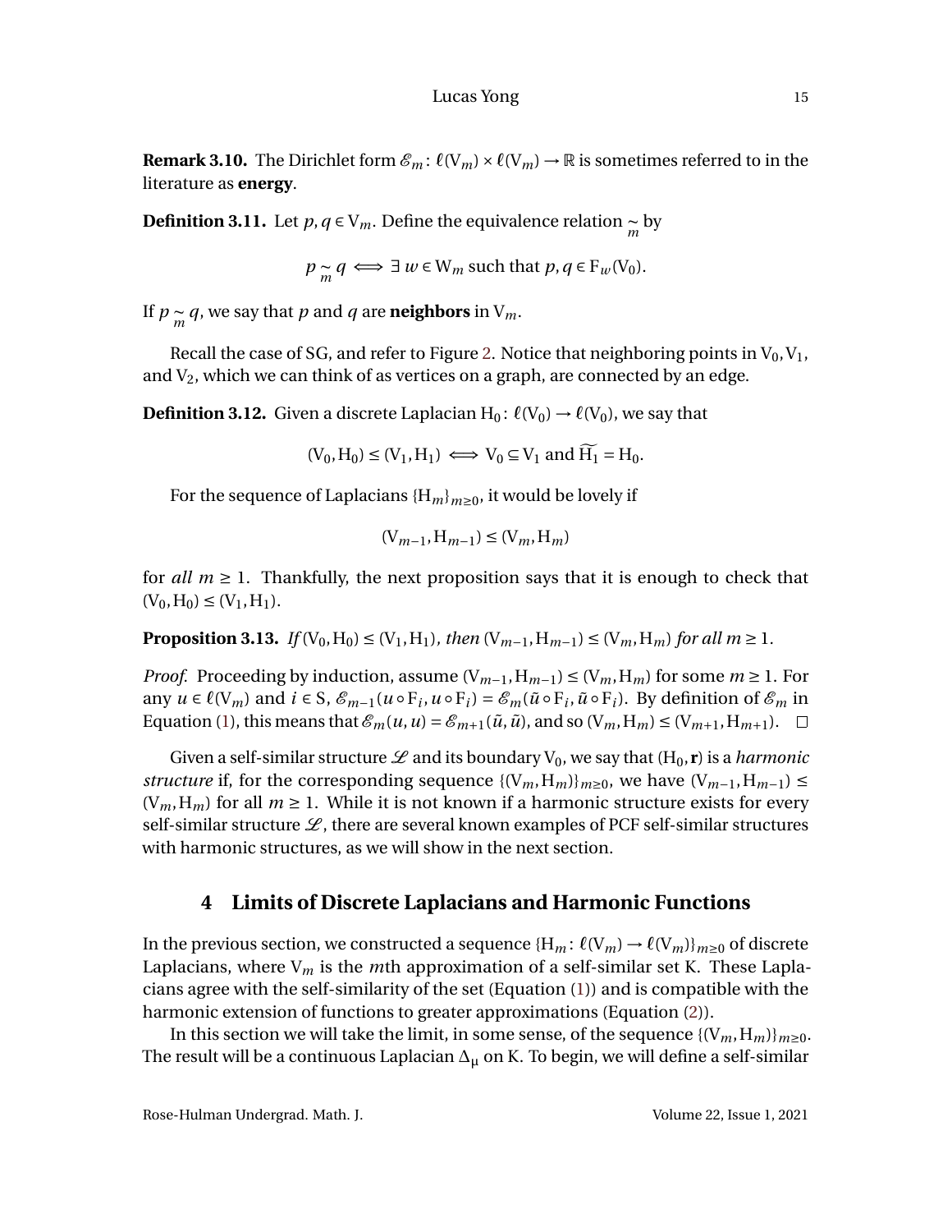**Remark 3.10.** The Dirichlet form $\mathscr{E}_m \colon \ell(\mathrm{V}_m) \times \ell(\mathrm{V}_m) \to \mathbb{R}$ is sometimes referred to in the literature as **energy**.

**Definition 3.11.** Let $p, q \in \mathrm{V}_m$. Define the equivalence relation $\underset{m}{\sim}$ by

$$p \underset{m}{\sim} q \iff \exists\, w \in \mathrm{W}_m \text{ such that } p, q \in \mathrm{F}_w(\mathrm{V}_0).$$

If $p \underset{m}{\sim} q$, we say that $p$ and $q$ are **neighbors** in $\mathrm{V}_m$.

Recall the case of SG, and refer to Figure 2. Notice that neighboring points in $\mathrm{V}_0, \mathrm{V}_1$, and $\mathrm{V}_2$, which we can think of as vertices on a graph, are connected by an edge.

**Definition 3.12.** Given a discrete Laplacian $\mathrm{H}_0 \colon \ell(\mathrm{V}_0) \to \ell(\mathrm{V}_0)$, we say that

$$(\mathrm{V}_0, \mathrm{H}_0) \leq (\mathrm{V}_1, \mathrm{H}_1) \iff \mathrm{V}_0 \subseteq \mathrm{V}_1 \text{ and } \widetilde{\mathrm{H}_1} = \mathrm{H}_0.$$

For the sequence of Laplacians $\{\mathrm{H}_m\}_{m \geq 0}$, it would be lovely if

$$(\mathrm{V}_{m-1}, \mathrm{H}_{m-1}) \leq (\mathrm{V}_m, \mathrm{H}_m)$$

for *all* $m \geq 1$. Thankfully, the next proposition says that it is enough to check that $(\mathrm{V}_0, \mathrm{H}_0) \leq (\mathrm{V}_1, \mathrm{H}_1)$.

**Proposition 3.13.** *If* $(\mathrm{V}_0, \mathrm{H}_0) \leq (\mathrm{V}_1, \mathrm{H}_1)$*, then* $(\mathrm{V}_{m-1}, \mathrm{H}_{m-1}) \leq (\mathrm{V}_m, \mathrm{H}_m)$ *for all* $m \geq 1$.

*Proof.* Proceeding by induction, assume $(\mathrm{V}_{m-1}, \mathrm{H}_{m-1}) \leq (\mathrm{V}_m, \mathrm{H}_m)$ for some $m \geq 1$. For any $u \in \ell(\mathrm{V}_m)$ and $i \in \mathrm{S}$, $\mathscr{E}_{m-1}(u \circ \mathrm{F}_i, u \circ \mathrm{F}_i) = \mathscr{E}_m(\tilde{u} \circ \mathrm{F}_i, \tilde{u} \circ \mathrm{F}_i)$. By definition of $\mathscr{E}_m$ in Equation (1), this means that $\mathscr{E}_m(u, u) = \mathscr{E}_{m+1}(\tilde{u}, \tilde{u})$, and so $(\mathrm{V}_m, \mathrm{H}_m) \leq (\mathrm{V}_{m+1}, \mathrm{H}_{m+1})$. □

Given a self-similar structure $\mathscr{L}$ and its boundary $\mathrm{V}_0$, we say that $(\mathrm{H}_0, \mathbf{r})$ is a *harmonic structure* if, for the corresponding sequence $\{(\mathrm{V}_m, \mathrm{H}_m)\}_{m \geq 0}$, we have $(\mathrm{V}_{m-1}, \mathrm{H}_{m-1}) \leq (\mathrm{V}_m, \mathrm{H}_m)$ for all $m \geq 1$. While it is not known if a harmonic structure exists for every self-similar structure $\mathscr{L}$, there are several known examples of PCF self-similar structures with harmonic structures, as we will show in the next section.

## 4 Limits of Discrete Laplacians and Harmonic Functions

In the previous section, we constructed a sequence $\{\mathrm{H}_m \colon \ell(\mathrm{V}_m) \to \ell(\mathrm{V}_m)\}_{m \geq 0}$ of discrete Laplacians, where $\mathrm{V}_m$ is the $m$th approximation of a self-similar set K. These Laplacians agree with the self-similarity of the set (Equation (1)) and is compatible with the harmonic extension of functions to greater approximations (Equation (2)).

In this section we will take the limit, in some sense, of the sequence $\{(\mathrm{V}_m, \mathrm{H}_m)\}_{m \geq 0}$. The result will be a continuous Laplacian $\Delta_\mu$ on K. To begin, we will define a self-similar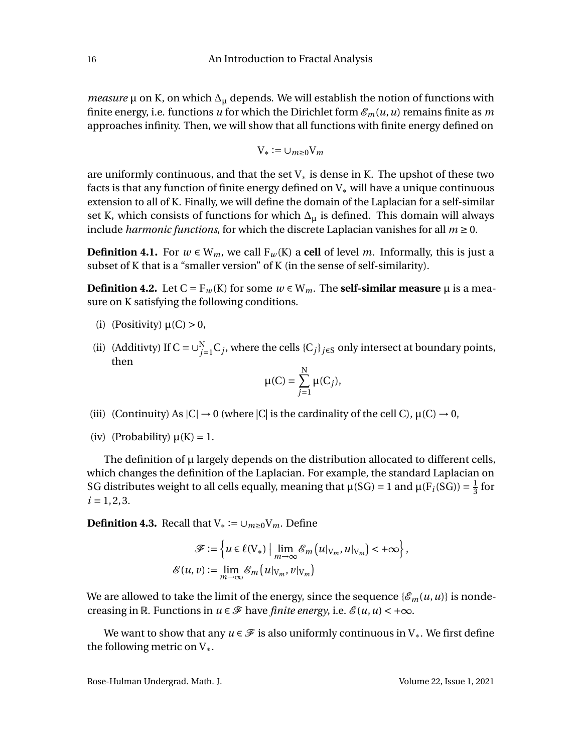*measure* $\mu$ on K, on which $\Delta_\mu$ depends. We will establish the notion of functions with finite energy, i.e. functions $u$ for which the Dirichlet form $\mathscr{E}_m(u,u)$ remains finite as $m$ approaches infinity. Then, we will show that all functions with finite energy defined on

$$V_* := \cup_{m\geq 0} V_m$$

are uniformly continuous, and that the set $V_*$ is dense in K. The upshot of these two facts is that any function of finite energy defined on $V_*$ will have a unique continuous extension to all of K. Finally, we will define the domain of the Laplacian for a self-similar set K, which consists of functions for which $\Delta_\mu$ is defined. This domain will always include *harmonic functions*, for which the discrete Laplacian vanishes for all $m \geq 0$.

**Definition 4.1.** For $w \in W_m$, we call $F_w(K)$ a **cell** of level $m$. Informally, this is just a subset of K that is a "smaller version" of K (in the sense of self-similarity).

**Definition 4.2.** Let $C = F_w(K)$ for some $w \in W_m$. The **self-similar measure** $\mu$ is a measure on K satisfying the following conditions.

(i) (Positivity) $\mu(C) > 0$,

(ii) (Additivty) If $C = \cup_{j=1}^{N} C_j$, where the cells $\{C_j\}_{j\in S}$ only intersect at boundary points, then

$$\mu(C) = \sum_{j=1}^{N} \mu(C_j),$$

(iii) (Continuity) As $|C| \to 0$ (where $|C|$ is the cardinality of the cell C), $\mu(C) \to 0$,

(iv) (Probability) $\mu(K) = 1$.

The definition of $\mu$ largely depends on the distribution allocated to different cells, which changes the definition of the Laplacian. For example, the standard Laplacian on SG distributes weight to all cells equally, meaning that $\mu(SG) = 1$ and $\mu(F_i(SG)) = \frac{1}{3}$ for $i = 1, 2, 3$.

**Definition 4.3.** Recall that $V_* := \cup_{m\geq 0} V_m$. Define

$$\mathscr{F} := \left\{ u \in \ell(V_*) \;\middle|\; \lim_{m\to\infty} \mathscr{E}_m\left(u|_{V_m}, u|_{V_m}\right) < +\infty \right\},$$
$$\mathscr{E}(u,v) := \lim_{m\to\infty} \mathscr{E}_m\left(u|_{V_m}, v|_{V_m}\right)$$

We are allowed to take the limit of the energy, since the sequence $\{\mathscr{E}_m(u,u)\}$ is nondecreasing in $\mathbb{R}$. Functions in $u \in \mathscr{F}$ have *finite energy*, i.e. $\mathscr{E}(u,u) < +\infty$.

We want to show that any $u \in \mathscr{F}$ is also uniformly continuous in $V_*$. We first define the following metric on $V_*$.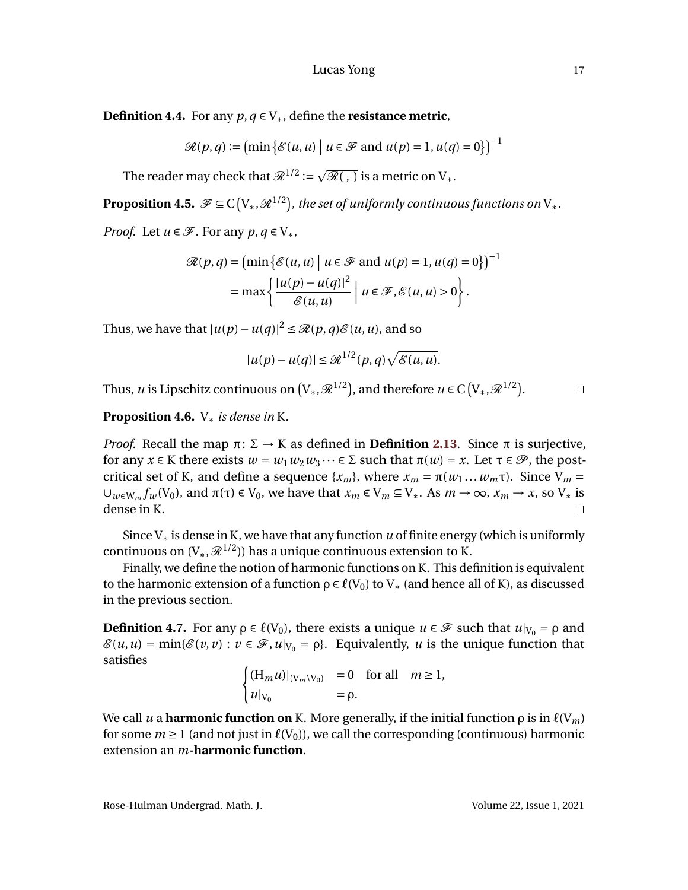**Definition 4.4.** For any $p, q \in V_*$, define the **resistance metric**,

$$\mathscr{R}(p,q) := \left(\min\left\{\mathscr{E}(u,u) \mid u \in \mathscr{F} \text{ and } u(p)=1, u(q)=0\right\}\right)^{-1}$$

The reader may check that $\mathscr{R}^{1/2} := \sqrt{\mathscr{R}(\ ,\ )}$ is a metric on $V_*$.

**Proposition 4.5.** *$\mathscr{F} \subseteq C\left(V_*, \mathscr{R}^{1/2}\right)$, the set of uniformly continuous functions on $V_*$.*

*Proof.* Let $u \in \mathscr{F}$. For any $p, q \in V_*$,

$$\begin{aligned}\mathscr{R}(p,q) &= \left(\min\left\{\mathscr{E}(u,u) \mid u \in \mathscr{F} \text{ and } u(p)=1, u(q)=0\right\}\right)^{-1} \\ &= \max\left\{\frac{|u(p)-u(q)|^2}{\mathscr{E}(u,u)} \;\Big|\; u \in \mathscr{F}, \mathscr{E}(u,u) > 0\right\}.\end{aligned}$$

Thus, we have that $|u(p)-u(q)|^2 \le \mathscr{R}(p,q)\mathscr{E}(u,u)$, and so

$$|u(p)-u(q)| \le \mathscr{R}^{1/2}(p,q)\sqrt{\mathscr{E}(u,u)}.$$

Thus, $u$ is Lipschitz continuous on $\left(V_*, \mathscr{R}^{1/2}\right)$, and therefore $u \in C\left(V_*, \mathscr{R}^{1/2}\right)$. $\square$

**Proposition 4.6.** *$V_*$ is dense in $K$.*

*Proof.* Recall the map $\pi\colon \Sigma \to K$ as defined in **Definition 2.13**. Since $\pi$ is surjective, for any $x \in K$ there exists $w = w_1 w_2 w_3 \cdots \in \Sigma$ such that $\pi(w) = x$. Let $\tau \in \mathscr{P}$, the post-critical set of K, and define a sequence $\{x_m\}$, where $x_m = \pi(w_1 \dots w_m \tau)$. Since $V_m = \cup_{w \in W_m} f_w(V_0)$, and $\pi(\tau) \in V_0$, we have that $x_m \in V_m \subseteq V_*$. As $m \to \infty$, $x_m \to x$, so $V_*$ is dense in K. $\square$

Since $V_*$ is dense in K, we have that any function $u$ of finite energy (which is uniformly continuous on $(V_*, \mathscr{R}^{1/2})$) has a unique continuous extension to K.

Finally, we define the notion of harmonic functions on K. This definition is equivalent to the harmonic extension of a function $\rho \in \ell(V_0)$ to $V_*$ (and hence all of K), as discussed in the previous section.

**Definition 4.7.** For any $\rho \in \ell(V_0)$, there exists a unique $u \in \mathscr{F}$ such that $u|_{V_0} = \rho$ and $\mathscr{E}(u,u) = \min\{\mathscr{E}(v,v) : v \in \mathscr{F}, u|_{V_0} = \rho\}$. Equivalently, $u$ is the unique function that satisfies

$$\begin{cases}(H_m u)|_{(V_m \setminus V_0)} &= 0 \quad \text{for all} \quad m \ge 1, \\ u|_{V_0} &= \rho.\end{cases}$$

We call $u$ a **harmonic function on** K. More generally, if the initial function $\rho$ is in $\ell(V_m)$ for some $m \ge 1$ (and not just in $\ell(V_0)$), we call the corresponding (continuous) harmonic extension an $m$-**harmonic function**.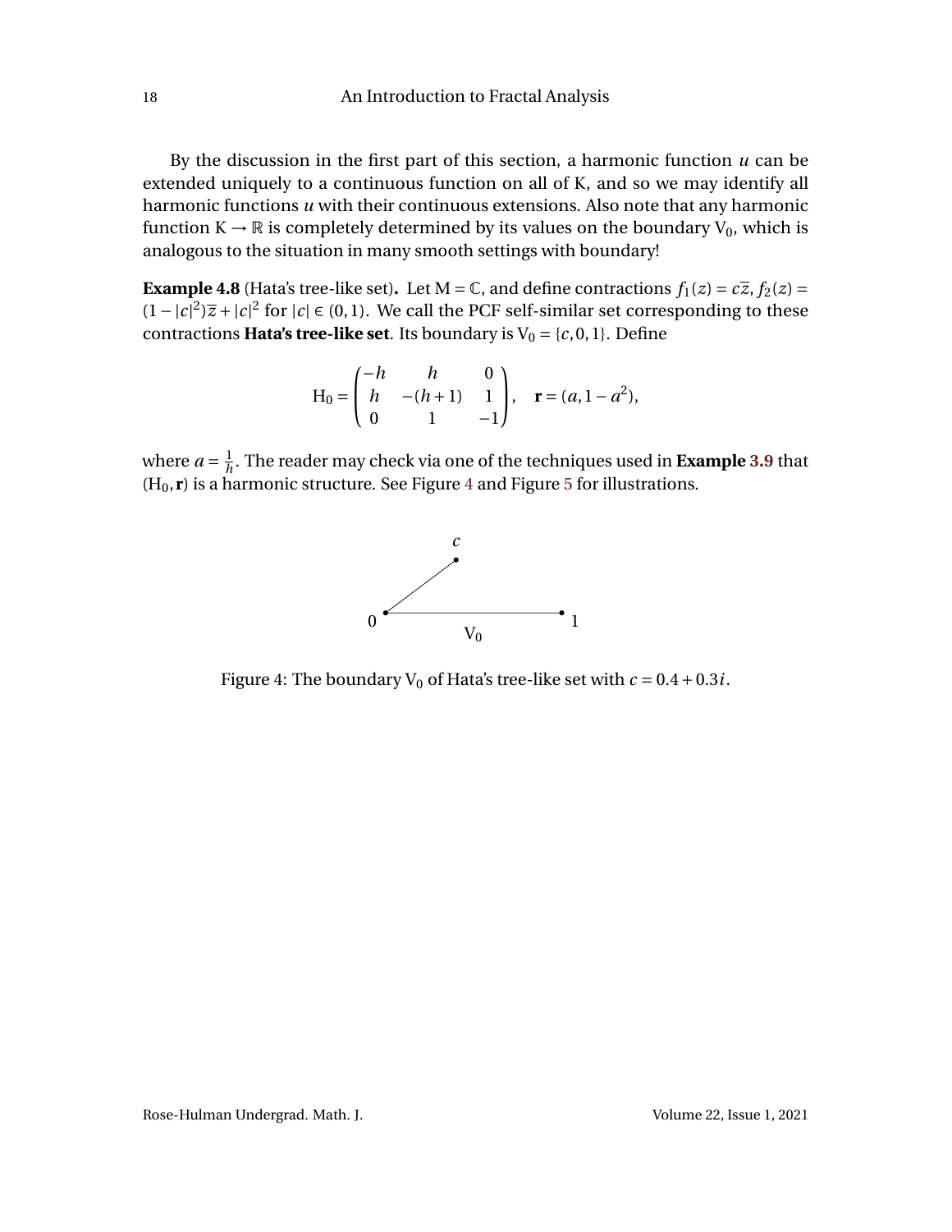By the discussion in the first part of this section, a harmonic function $u$ can be extended uniquely to a continuous function on all of $\mathrm{K}$, and so we may identify all harmonic functions $u$ with their continuous extensions. Also note that any harmonic function $\mathrm{K} \to \mathbb{R}$ is completely determined by its values on the boundary $\mathrm{V}_0$, which is analogous to the situation in many smooth settings with boundary!

**Example 4.8** (Hata's tree-like set)**.** Let $\mathrm{M} = \mathbb{C}$, and define contractions $f_1(z) = c\overline{z}$, $f_2(z) = (1-|c|^2)\overline{z} + |c|^2$ for $|c| \in (0,1)$. We call the PCF self-similar set corresponding to these contractions **Hata's tree-like set**. Its boundary is $\mathrm{V}_0 = \{c, 0, 1\}$. Define

$$\mathrm{H}_0 = \begin{pmatrix} -h & h & 0 \\ h & -(h+1) & 1 \\ 0 & 1 & -1 \end{pmatrix}, \quad \mathbf{r} = (a, 1-a^2),$$

where $a = \frac{1}{h}$. The reader may check via one of the techniques used in **Example 3.9** that $(\mathrm{H}_0, \mathbf{r})$ is a harmonic structure. See Figure 4 and Figure 5 for illustrations.

c

0

1

$\mathrm{V}_0$

Figure 4: The boundary $\mathrm{V}_0$ of Hata's tree-like set with $c = 0.4 + 0.3i$.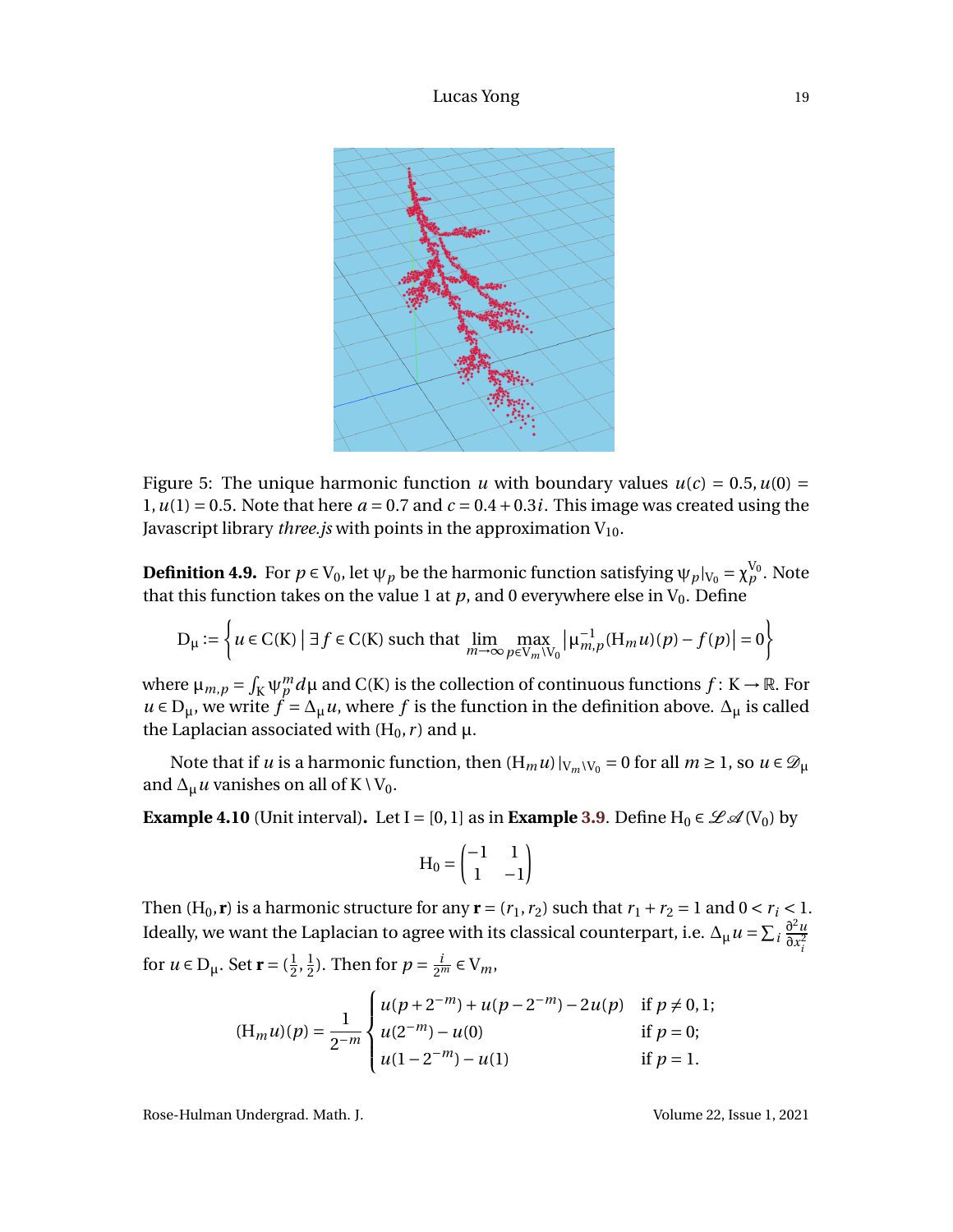Figure 5: The unique harmonic function $u$ with boundary values $u(c) = 0.5, u(0) = 1, u(1) = 0.5$. Note that here $a = 0.7$ and $c = 0.4 + 0.3i$. This image was created using the Javascript library *three.js* with points in the approximation $V_{10}$.

**Definition 4.9.** For $p \in V_0$, let $\psi_p$ be the harmonic function satisfying $\psi_p|_{V_0} = \chi_p^{V_0}$. Note that this function takes on the value 1 at $p$, and 0 everywhere else in $V_0$. Define

$$D_\mu := \left\{ u \in C(K) \;\middle|\; \exists f \in C(K) \text{ such that } \lim_{m\to\infty} \max_{p \in V_m \setminus V_0} \left| \mu_{m,p}^{-1}(H_m u)(p) - f(p) \right| = 0 \right\}$$

where $\mu_{m,p} = \int_K \psi_p^m d\mu$ and $C(K)$ is the collection of continuous functions $f : K \to \mathbb{R}$. For $u \in D_\mu$, we write $f = \Delta_\mu u$, where $f$ is the function in the definition above. $\Delta_\mu$ is called the Laplacian associated with $(H_0, r)$ and $\mu$.

Note that if $u$ is a harmonic function, then $(H_m u)|_{V_m \setminus V_0} = 0$ for all $m \geq 1$, so $u \in \mathscr{D}_\mu$ and $\Delta_\mu u$ vanishes on all of $K \setminus V_0$.

**Example 4.10** (Unit interval)**.** Let $I = [0, 1]$ as in **Example 3.9**. Define $H_0 \in \mathscr{LA}(V_0)$ by

$$H_0 = \begin{pmatrix} -1 & 1 \\ 1 & -1 \end{pmatrix}$$

Then $(H_0, \mathbf{r})$ is a harmonic structure for any $\mathbf{r} = (r_1, r_2)$ such that $r_1 + r_2 = 1$ and $0 < r_i < 1$. Ideally, we want the Laplacian to agree with its classical counterpart, i.e. $\Delta_\mu u = \sum_i \frac{\partial^2 u}{\partial x_i^2}$ for $u \in D_\mu$. Set $\mathbf{r} = (\frac{1}{2}, \frac{1}{2})$. Then for $p = \frac{i}{2^m} \in V_m$,

$$(H_m u)(p) = \frac{1}{2^{-m}} \begin{cases} u(p + 2^{-m}) + u(p - 2^{-m}) - 2u(p) & \text{if } p \neq 0, 1; \\ u(2^{-m}) - u(0) & \text{if } p = 0; \\ u(1 - 2^{-m}) - u(1) & \text{if } p = 1. \end{cases}$$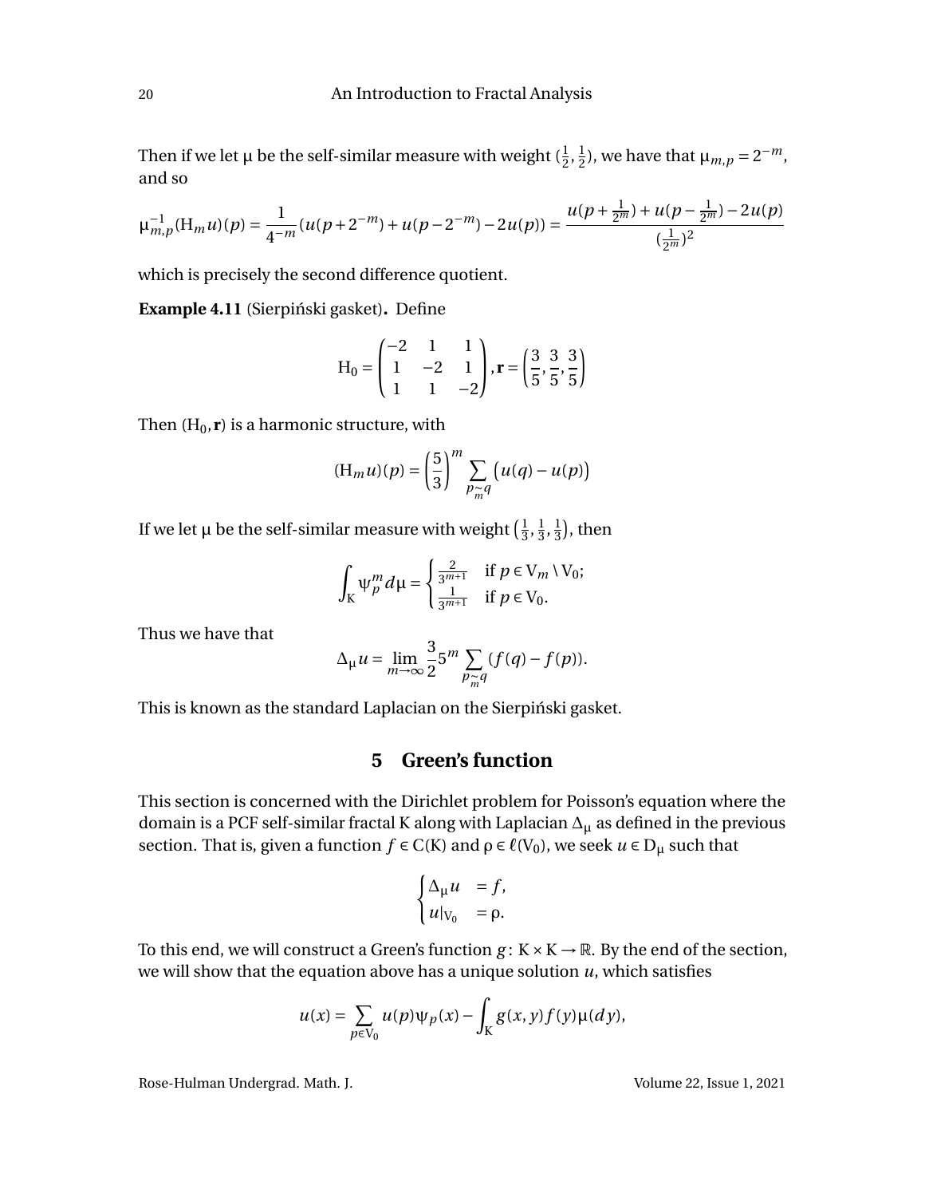Then if we let $\mu$ be the self-similar measure with weight $(\frac{1}{2}, \frac{1}{2})$, we have that $\mu_{m,p} = 2^{-m}$, and so

$$\mu_{m,p}^{-1}(\mathrm{H}_m u)(p) = \frac{1}{4^{-m}}(u(p+2^{-m}) + u(p-2^{-m}) - 2u(p)) = \frac{u(p+\frac{1}{2^m}) + u(p-\frac{1}{2^m}) - 2u(p)}{(\frac{1}{2^m})^2}$$

which is precisely the second difference quotient.

**Example 4.11** (Sierpiński gasket)**.** Define

$$\mathrm{H}_0 = \begin{pmatrix} -2 & 1 & 1 \\ 1 & -2 & 1 \\ 1 & 1 & -2 \end{pmatrix}, \mathbf{r} = \left(\frac{3}{5}, \frac{3}{5}, \frac{3}{5}\right)$$

Then $(\mathrm{H}_0, \mathbf{r})$ is a harmonic structure, with

$$(\mathrm{H}_m u)(p) = \left(\frac{5}{3}\right)^m \sum_{p \underset{m}{\sim} q} \big(u(q) - u(p)\big)$$

If we let $\mu$ be the self-similar measure with weight $\left(\frac{1}{3}, \frac{1}{3}, \frac{1}{3}\right)$, then

$$\int_{\mathrm{K}} \psi_p^m \, d\mu = \begin{cases} \frac{2}{3^{m+1}} & \text{if } p \in \mathrm{V}_m \setminus \mathrm{V}_0; \\ \frac{1}{3^{m+1}} & \text{if } p \in \mathrm{V}_0. \end{cases}$$

Thus we have that

$$\Delta_\mu u = \lim_{m \to \infty} \frac{3}{2} 5^m \sum_{p \underset{m}{\sim} q} (f(q) - f(p)).$$

This is known as the standard Laplacian on the Sierpiński gasket.

## 5 Green's function

This section is concerned with the Dirichlet problem for Poisson's equation where the domain is a PCF self-similar fractal K along with Laplacian $\Delta_\mu$ as defined in the previous section. That is, given a function $f \in \mathrm{C}(\mathrm{K})$ and $\rho \in \ell(\mathrm{V}_0)$, we seek $u \in \mathrm{D}_\mu$ such that

$$\begin{cases} \Delta_\mu u & = f, \\ u|_{\mathrm{V}_0} & = \rho. \end{cases}$$

To this end, we will construct a Green's function $g \colon \mathrm{K} \times \mathrm{K} \to \mathbb{R}$. By the end of the section, we will show that the equation above has a unique solution $u$, which satisfies

$$u(x) = \sum_{p \in \mathrm{V}_0} u(p)\psi_p(x) - \int_{\mathrm{K}} g(x,y) f(y) \mu(dy),$$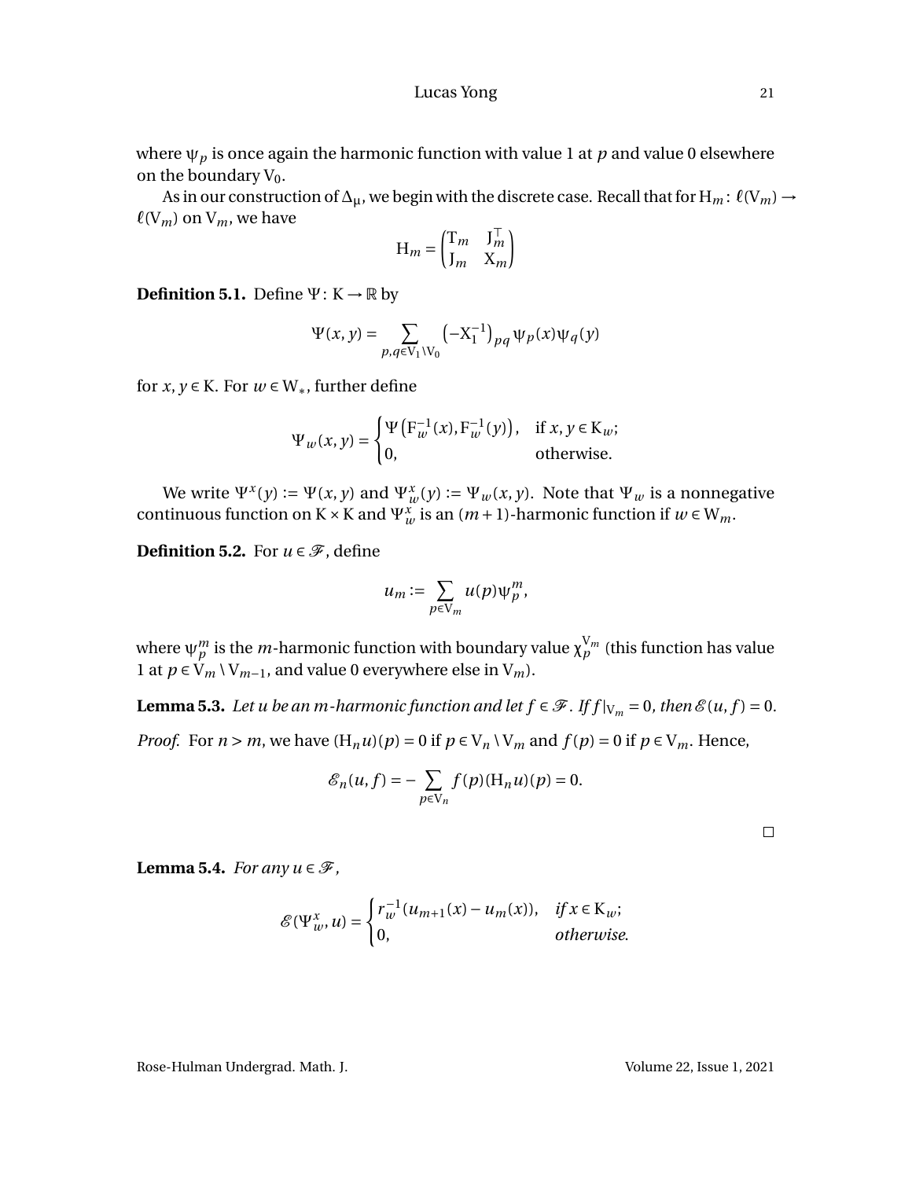where $\psi_p$ is once again the harmonic function with value 1 at $p$ and value 0 elsewhere on the boundary $V_0$.

As in our construction of $\Delta_\mu$, we begin with the discrete case. Recall that for $H_m \colon \ell(V_m) \to \ell(V_m)$ on $V_m$, we have

$$H_m = \begin{pmatrix} T_m & J_m^\top \\ J_m & X_m \end{pmatrix}$$

**Definition 5.1.** Define $\Psi \colon K \to \mathbb{R}$ by

$$\Psi(x, y) = \sum_{p,q \in V_1 \setminus V_0} \left(-X_1^{-1}\right)_{pq} \psi_p(x) \psi_q(y)$$

for $x, y \in K$. For $w \in W_*$, further define

$$\Psi_w(x, y) = \begin{cases} \Psi\left(F_w^{-1}(x), F_w^{-1}(y)\right), & \text{if } x, y \in K_w; \\ 0, & \text{otherwise.} \end{cases}$$

We write $\Psi^x(y) := \Psi(x, y)$ and $\Psi_w^x(y) := \Psi_w(x, y)$. Note that $\Psi_w$ is a nonnegative continuous function on $K \times K$ and $\Psi_w^x$ is an $(m+1)$-harmonic function if $w \in W_m$.

**Definition 5.2.** For $u \in \mathscr{F}$, define

$$u_m := \sum_{p \in V_m} u(p) \psi_p^m,$$

where $\psi_p^m$ is the $m$-harmonic function with boundary value $\chi_p^{V_m}$ (this function has value 1 at $p \in V_m \setminus V_{m-1}$, and value 0 everywhere else in $V_m$).

**Lemma 5.3.** *Let $u$ be an $m$-harmonic function and let $f \in \mathscr{F}$. If $f|_{V_m} = 0$, then $\mathscr{E}(u, f) = 0$.*

*Proof.* For $n > m$, we have $(H_n u)(p) = 0$ if $p \in V_n \setminus V_m$ and $f(p) = 0$ if $p \in V_m$. Hence,

$$\mathscr{E}_n(u, f) = -\sum_{p \in V_n} f(p)(H_n u)(p) = 0.$$

□

**Lemma 5.4.** *For any $u \in \mathscr{F}$,*

$$\mathscr{E}(\Psi_w^x, u) = \begin{cases} r_w^{-1}(u_{m+1}(x) - u_m(x)), & \textit{if } x \in K_w; \\ 0, & \textit{otherwise.} \end{cases}$$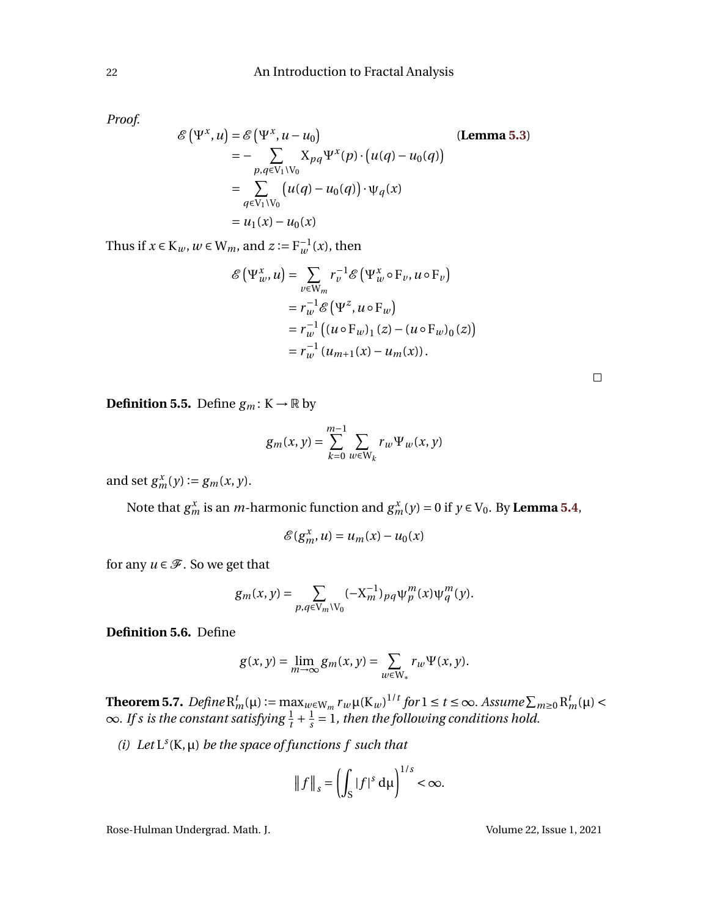*Proof.*

$$
\begin{aligned}
\mathscr{E}\left(\Psi^x, u\right) &= \mathscr{E}\left(\Psi^x, u - u_0\right) \qquad\qquad\qquad (\textbf{Lemma 5.3})\\
&= -\sum_{p,q \in V_1 \setminus V_0} X_{pq} \Psi^x(p) \cdot \left(u(q) - u_0(q)\right)\\
&= \sum_{q \in V_1 \setminus V_0} \left(u(q) - u_0(q)\right) \cdot \psi_q(x)\\
&= u_1(x) - u_0(x)
\end{aligned}
$$

Thus if $x \in K_w$, $w \in W_m$, and $z := F_w^{-1}(x)$, then

$$
\begin{aligned}
\mathscr{E}\left(\Psi_w^x, u\right) &= \sum_{v \in W_m} r_v^{-1} \mathscr{E}\left(\Psi_w^x \circ F_v, u \circ F_v\right)\\
&= r_w^{-1} \mathscr{E}\left(\Psi^z, u \circ F_w\right)\\
&= r_w^{-1} \left((u \circ F_w)_1(z) - (u \circ F_w)_0(z)\right)\\
&= r_w^{-1}\left(u_{m+1}(x) - u_m(x)\right).
\end{aligned}
$$

□

**Definition 5.5.** Define $g_m \colon K \to \mathbb{R}$ by

$$
g_m(x,y) = \sum_{k=0}^{m-1} \sum_{w \in W_k} r_w \Psi_w(x,y)
$$

and set $g_m^x(y) := g_m(x,y)$.

Note that $g_m^x$ is an $m$-harmonic function and $g_m^x(y) = 0$ if $y \in V_0$. By **Lemma 5.4**,

$$
\mathscr{E}(g_m^x, u) = u_m(x) - u_0(x)
$$

for any $u \in \mathscr{F}$. So we get that

$$
g_m(x,y) = \sum_{p,q \in V_m \setminus V_0} (-X_m^{-1})_{pq} \psi_p^m(x) \psi_q^m(y).
$$

**Definition 5.6.** Define

$$
g(x,y) = \lim_{m \to \infty} g_m(x,y) = \sum_{w \in W_*} r_w \Psi(x,y).
$$

**Theorem 5.7.** *Define* $R_m^t(\mu) := \max_{w \in W_m} r_w \mu(K_w)^{1/t}$ *for* $1 \le t \le \infty$. *Assume* $\sum_{m \ge 0} R_m^t(\mu) < \infty$. *If $s$ is the constant satisfying* $\frac{1}{t} + \frac{1}{s} = 1$, *then the following conditions hold.*

*(i) Let* $L^s(K, \mu)$ *be the space of functions $f$ such that*

$$
\|f\|_s = \left(\int_S |f|^s \, d\mu\right)^{1/s} < \infty.
$$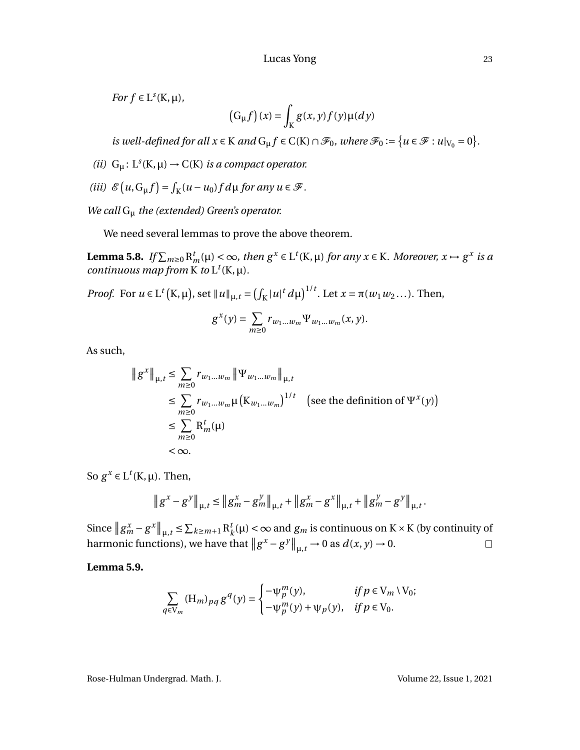*For $f \in \mathrm{L}^s(\mathrm{K}, \mu)$,*

$$\left(\mathrm{G}_\mu f\right)(x) = \int_{\mathrm{K}} g(x,y) f(y) \mu(dy)$$

*is well-defined for all $x \in \mathrm{K}$ and $\mathrm{G}_\mu f \in \mathrm{C}(\mathrm{K}) \cap \mathscr{F}_0$, where $\mathscr{F}_0 := \left\{u \in \mathscr{F} : u|_{\mathrm{V}_0} = 0\right\}$.*

*(ii)* $\mathrm{G}_\mu : \mathrm{L}^s(\mathrm{K}, \mu) \to \mathrm{C}(\mathrm{K})$ *is a compact operator.*

*(iii)* $\mathscr{E}\left(u, \mathrm{G}_\mu f\right) = \int_{\mathrm{K}} (u - u_0) f \, d\mu$ *for any $u \in \mathscr{F}$.*

*We call $\mathrm{G}_\mu$ the (extended) Green's operator.*

We need several lemmas to prove the above theorem.

**Lemma 5.8.** *If $\sum_{m \geq 0} \mathrm{R}_m^t(\mu) < \infty$, then $g^x \in \mathrm{L}^t(\mathrm{K}, \mu)$ for any $x \in \mathrm{K}$. Moreover, $x \mapsto g^x$ is a continuous map from $\mathrm{K}$ to $\mathrm{L}^t(\mathrm{K}, \mu)$.*

*Proof.* For $u \in \mathrm{L}^t\left(\mathrm{K}, \mu\right)$, set $\|u\|_{\mu,t} = \left(\int_{\mathrm{K}} |u|^t \, d\mu\right)^{1/t}$. Let $x = \pi(w_1 w_2 \ldots)$. Then,

$$g^x(y) = \sum_{m \geq 0} r_{w_1 \ldots w_m} \Psi_{w_1 \ldots w_m}(x, y).$$

As such,

$$\begin{aligned}
\left\|g^x\right\|_{\mu,t} &\leq \sum_{m \geq 0} r_{w_1 \ldots w_m} \left\|\Psi_{w_1 \ldots w_m}\right\|_{\mu,t} \\
&\leq \sum_{m \geq 0} r_{w_1 \ldots w_m} \mu\left(\mathrm{K}_{w_1 \ldots w_m}\right)^{1/t} \quad \left(\text{see the definition of } \Psi^x(y)\right) \\
&\leq \sum_{m \geq 0} \mathrm{R}_m^t(\mu) \\
&< \infty.
\end{aligned}$$

So $g^x \in \mathrm{L}^t(\mathrm{K}, \mu)$. Then,

$$\left\|g^x - g^y\right\|_{\mu,t} \leq \left\|g_m^x - g_m^y\right\|_{\mu,t} + \left\|g_m^x - g^x\right\|_{\mu,t} + \left\|g_m^y - g^y\right\|_{\mu,t}.$$

Since $\left\|g_m^x - g^x\right\|_{\mu,t} \leq \sum_{k \geq m+1} \mathrm{R}_k^t(\mu) < \infty$ and $g_m$ is continuous on $\mathrm{K} \times \mathrm{K}$ (by continuity of harmonic functions), we have that $\left\|g^x - g^y\right\|_{\mu,t} \to 0$ as $d(x,y) \to 0$. □

**Lemma 5.9.**

$$\sum_{q \in \mathrm{V}_m} (\mathrm{H}_m)_{pq} \, g^q(y) = \begin{cases} -\psi_p^m(y), & \text{if } p \in \mathrm{V}_m \setminus \mathrm{V}_0; \\ -\psi_p^m(y) + \psi_p(y), & \text{if } p \in \mathrm{V}_0. \end{cases}$$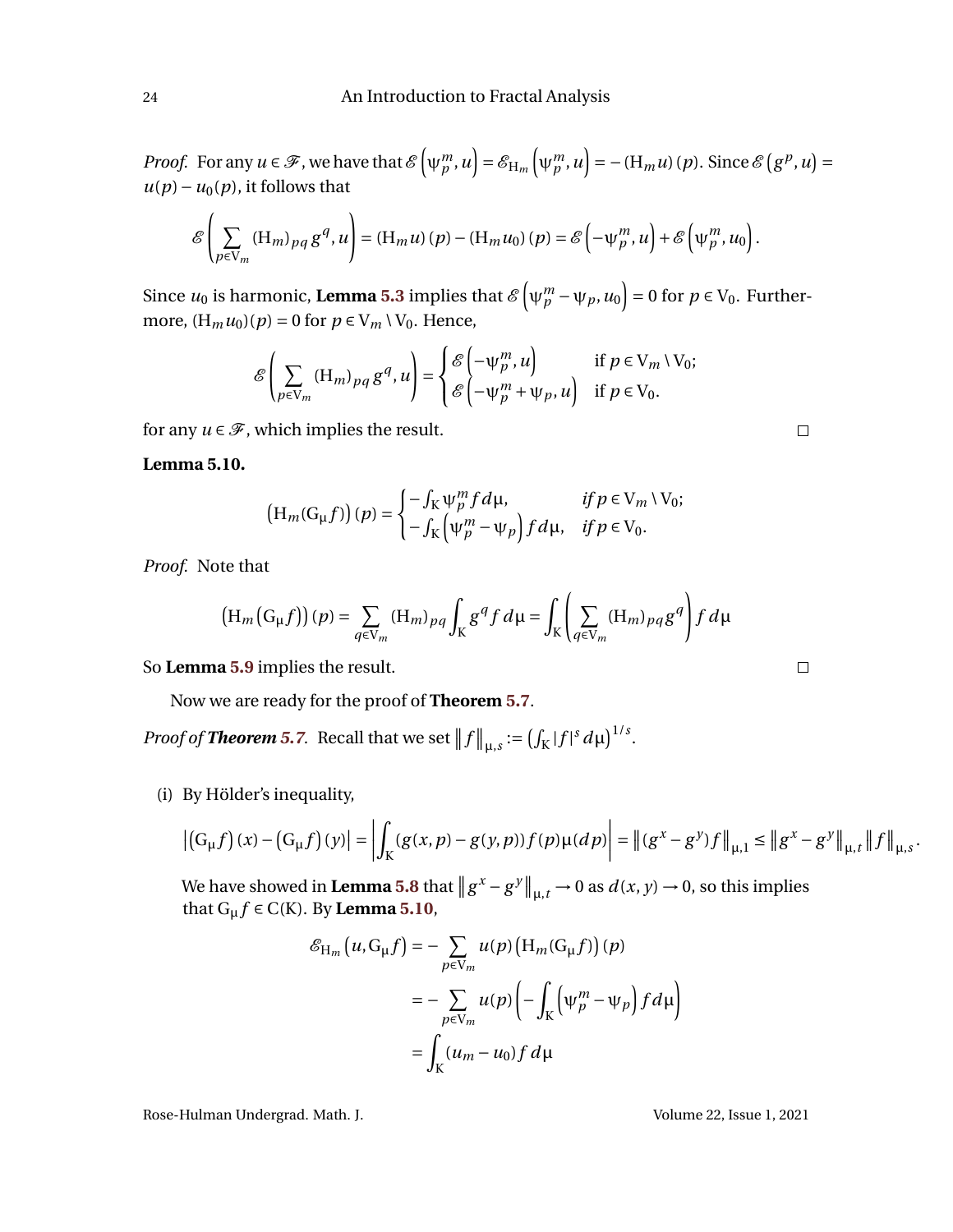*Proof.* For any $u \in \mathscr{F}$, we have that $\mathscr{E}\left(\psi_p^m, u\right) = \mathscr{E}_{\mathrm{H}_m}\left(\psi_p^m, u\right) = -\left(\mathrm{H}_m u\right)(p)$. Since $\mathscr{E}\left(g^p, u\right) = u(p) - u_0(p)$, it follows that

$$\mathscr{E}\left(\sum_{p \in \mathrm{V}_m} (\mathrm{H}_m)_{pq}\, g^q, u\right) = \left(\mathrm{H}_m u\right)(p) - \left(\mathrm{H}_m u_0\right)(p) = \mathscr{E}\left(-\psi_p^m, u\right) + \mathscr{E}\left(\psi_p^m, u_0\right).$$

Since $u_0$ is harmonic, **Lemma 5.3** implies that $\mathscr{E}\left(\psi_p^m - \psi_p, u_0\right) = 0$ for $p \in \mathrm{V}_0$. Furthermore, $(\mathrm{H}_m u_0)(p) = 0$ for $p \in \mathrm{V}_m \setminus \mathrm{V}_0$. Hence,

$$\mathscr{E}\left(\sum_{p \in \mathrm{V}_m} (\mathrm{H}_m)_{pq}\, g^q, u\right) = \begin{cases} \mathscr{E}\left(-\psi_p^m, u\right) & \text{if } p \in \mathrm{V}_m \setminus \mathrm{V}_0; \\ \mathscr{E}\left(-\psi_p^m + \psi_p, u\right) & \text{if } p \in \mathrm{V}_0. \end{cases}$$

for any $u \in \mathscr{F}$, which implies the result. □

**Lemma 5.10.**

$$\left(\mathrm{H}_m(\mathrm{G}_\mu f)\right)(p) = \begin{cases} -\int_{\mathrm{K}} \psi_p^m f\, d\mu, & \text{if } p \in \mathrm{V}_m \setminus \mathrm{V}_0; \\ -\int_{\mathrm{K}} \left(\psi_p^m - \psi_p\right) f\, d\mu, & \text{if } p \in \mathrm{V}_0. \end{cases}$$

*Proof.* Note that

$$\left(\mathrm{H}_m\left(\mathrm{G}_\mu f\right)\right)(p) = \sum_{q \in \mathrm{V}_m} (\mathrm{H}_m)_{pq} \int_{\mathrm{K}} g^q f\, d\mu = \int_{\mathrm{K}} \left(\sum_{q \in \mathrm{V}_m} (\mathrm{H}_m)_{pq} g^q\right) f\, d\mu$$

So **Lemma 5.9** implies the result. □

Now we are ready for the proof of **Theorem 5.7**.

*Proof of* ***Theorem 5.7****.* Recall that we set $\|f\|_{\mu,s} := \left(\int_{\mathrm{K}} |f|^s\, d\mu\right)^{1/s}$.

(i) By Hölder's inequality,

$$\left|\left(\mathrm{G}_\mu f\right)(x) - \left(\mathrm{G}_\mu f\right)(y)\right| = \left|\int_{\mathrm{K}} (g(x,p) - g(y,p)) f(p) \mu(dp)\right| = \left\|(g^x - g^y) f\right\|_{\mu,1} \le \left\|g^x - g^y\right\|_{\mu,t} \|f\|_{\mu,s}.$$

We have showed in **Lemma 5.8** that $\left\|g^x - g^y\right\|_{\mu,t} \to 0$ as $d(x,y) \to 0$, so this implies that $\mathrm{G}_\mu f \in \mathrm{C}(\mathrm{K})$. By **Lemma 5.10**,

$$\begin{aligned} \mathscr{E}_{\mathrm{H}_m}\left(u, \mathrm{G}_\mu f\right) &= -\sum_{p \in \mathrm{V}_m} u(p) \left(\mathrm{H}_m(\mathrm{G}_\mu f)\right)(p) \\ &= -\sum_{p \in \mathrm{V}_m} u(p) \left(-\int_{\mathrm{K}} \left(\psi_p^m - \psi_p\right) f\, d\mu\right) \\ &= \int_{\mathrm{K}} (u_m - u_0) f\, d\mu \end{aligned}$$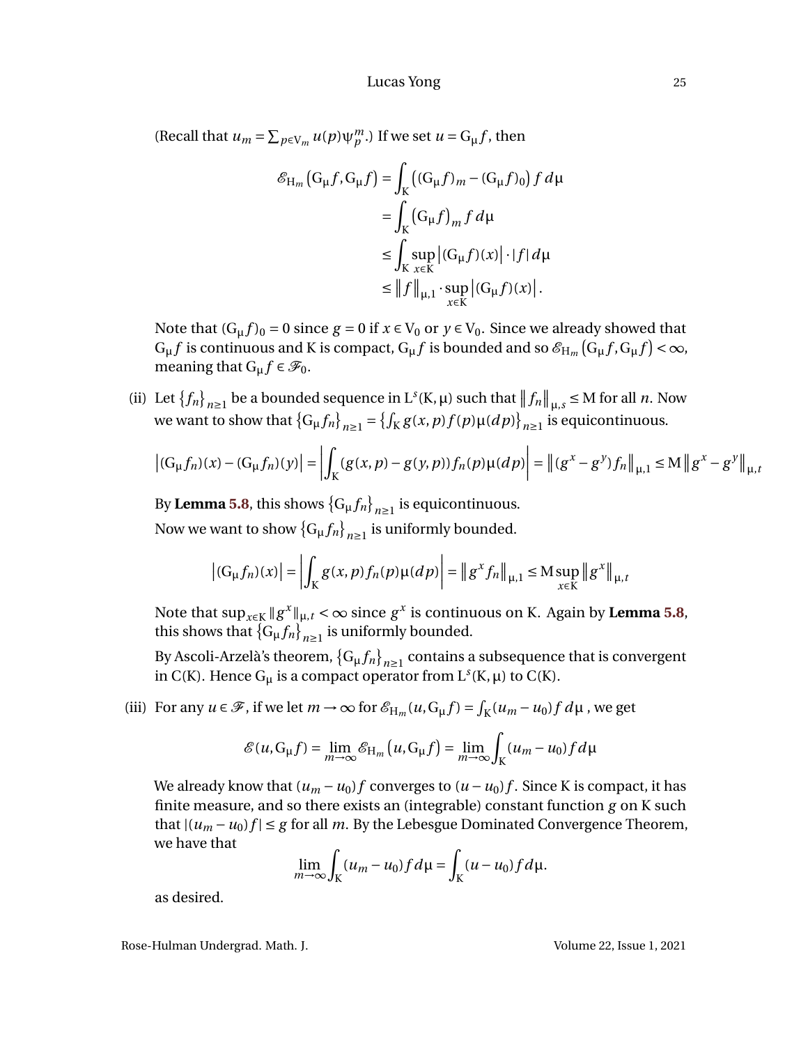(Recall that $u_m = \sum_{p \in V_m} u(p)\psi_p^m$.) If we set $u = G_\mu f$, then

$$\begin{aligned}
\mathscr{E}_{H_m}\left(G_\mu f, G_\mu f\right) &= \int_K \left((G_\mu f)_m - (G_\mu f)_0\right) f \, d\mu \\
&= \int_K \left(G_\mu f\right)_m f \, d\mu \\
&\leq \int_K \sup_{x \in K} \left|(G_\mu f)(x)\right| \cdot |f| \, d\mu \\
&\leq \left\|f\right\|_{\mu,1} \cdot \sup_{x \in K} \left|(G_\mu f)(x)\right|.
\end{aligned}$$

Note that $(G_\mu f)_0 = 0$ since $g = 0$ if $x \in V_0$ or $y \in V_0$. Since we already showed that $G_\mu f$ is continuous and K is compact, $G_\mu f$ is bounded and so $\mathscr{E}_{H_m}\left(G_\mu f, G_\mu f\right) < \infty$, meaning that $G_\mu f \in \mathscr{F}_0$.

(ii) Let $\left\{f_n\right\}_{n \geq 1}$ be a bounded sequence in $L^s(K, \mu)$ such that $\left\|f_n\right\|_{\mu,s} \leq M$ for all $n$. Now we want to show that $\left\{G_\mu f_n\right\}_{n \geq 1} = \left\{\int_K g(x, p) f(p) \mu(dp)\right\}_{n \geq 1}$ is equicontinuous.

$$\left|(G_\mu f_n)(x) - (G_\mu f_n)(y)\right| = \left|\int_K (g(x,p) - g(y,p)) f_n(p) \mu(dp)\right| = \left\|(g^x - g^y) f_n\right\|_{\mu,1} \leq M \left\|g^x - g^y\right\|_{\mu,t}$$

By **Lemma 5.8**, this shows $\left\{G_\mu f_n\right\}_{n \geq 1}$ is equicontinuous.

Now we want to show $\left\{G_\mu f_n\right\}_{n \geq 1}$ is uniformly bounded.

$$\left|(G_\mu f_n)(x)\right| = \left|\int_K g(x,p) f_n(p) \mu(dp)\right| = \left\|g^x f_n\right\|_{\mu,1} \leq M \sup_{x \in K} \left\|g^x\right\|_{\mu,t}$$

Note that $\sup_{x \in K} \|g^x\|_{\mu,t} < \infty$ since $g^x$ is continuous on K. Again by **Lemma 5.8**, this shows that $\left\{G_\mu f_n\right\}_{n \geq 1}$ is uniformly bounded.

By Ascoli-Arzelà's theorem, $\left\{G_\mu f_n\right\}_{n \geq 1}$ contains a subsequence that is convergent in C(K). Hence $G_\mu$ is a compact operator from $L^s(K, \mu)$ to C(K).

(iii) For any $u \in \mathscr{F}$, if we let $m \to \infty$ for $\mathscr{E}_{H_m}(u, G_\mu f) = \int_K (u_m - u_0) f \, d\mu$, we get

$$\mathscr{E}(u, G_\mu f) = \lim_{m \to \infty} \mathscr{E}_{H_m}\left(u, G_\mu f\right) = \lim_{m \to \infty} \int_K (u_m - u_0) f \, d\mu$$

We already know that $(u_m - u_0) f$ converges to $(u - u_0) f$. Since K is compact, it has finite measure, and so there exists an (integrable) constant function $g$ on K such that $|(u_m - u_0) f| \leq g$ for all $m$. By the Lebesgue Dominated Convergence Theorem, we have that

$$\lim_{m \to \infty} \int_K (u_m - u_0) f \, d\mu = \int_K (u - u_0) f \, d\mu.$$

as desired.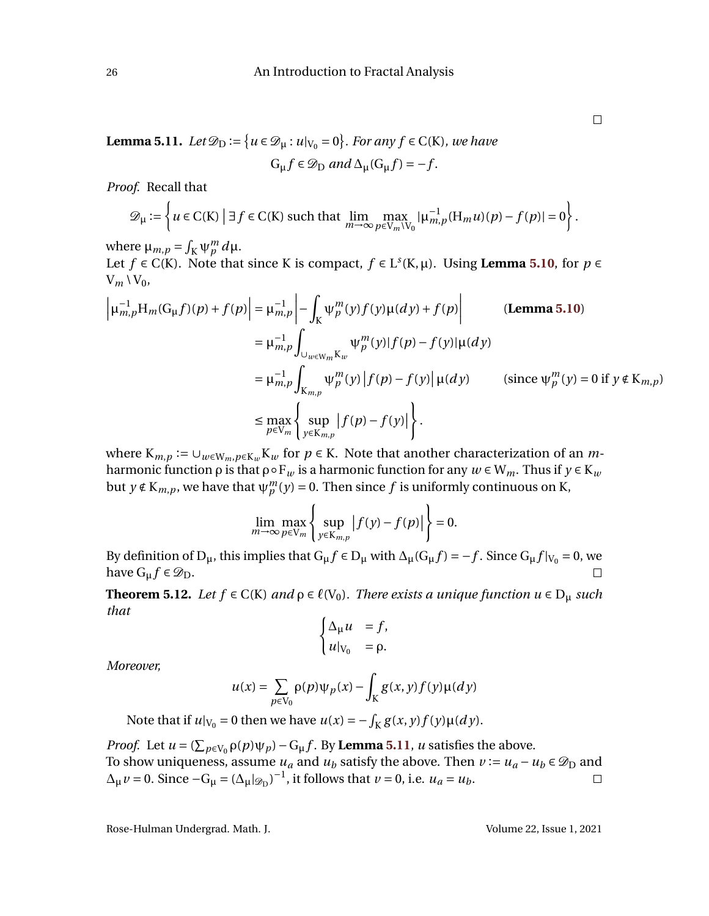□

**Lemma 5.11.** *Let* $\mathscr{D}_D := \{u \in \mathscr{D}_\mu : u|_{V_0} = 0\}$*. For any* $f \in C(K)$*, we have*

$$G_\mu f \in \mathscr{D}_D \text{ and } \Delta_\mu(G_\mu f) = -f.$$

*Proof.* Recall that

$$\mathscr{D}_\mu := \left\{ u \in C(K) \mid \exists f \in C(K) \text{ such that } \lim_{m\to\infty} \max_{p\in V_m\setminus V_0} |\mu_{m,p}^{-1}(H_m u)(p) - f(p)| = 0 \right\}.$$

where $\mu_{m,p} = \int_K \psi_p^m \, d\mu$.

Let $f \in C(K)$. Note that since K is compact, $f \in L^s(K, \mu)$. Using **Lemma 5.10**, for $p \in V_m \setminus V_0$,

$$\begin{aligned}
\left|\mu_{m,p}^{-1} H_m(G_\mu f)(p) + f(p)\right| &= \mu_{m,p}^{-1}\left| -\int_K \psi_p^m(y) f(y)\mu(dy) + f(p)\right| &&\textbf{(Lemma 5.10)}\\
&= \mu_{m,p}^{-1} \int_{\cup_{w\in W_m} K_w} \psi_p^m(y)|f(p) - f(y)|\mu(dy)\\
&= \mu_{m,p}^{-1} \int_{K_{m,p}} \psi_p^m(y)\left|f(p) - f(y)\right|\mu(dy) &&(\text{since } \psi_p^m(y) = 0 \text{ if } y \notin K_{m,p})\\
&\le \max_{p\in V_m}\left\{ \sup_{y\in K_{m,p}} \left|f(p) - f(y)\right| \right\}.
\end{aligned}$$

where $K_{m,p} := \cup_{w\in W_m, p\in K_w} K_w$ for $p \in K$. Note that another characterization of an $m$-harmonic function $\rho$ is that $\rho \circ F_w$ is a harmonic function for any $w \in W_m$. Thus if $y \in K_w$ but $y \notin K_{m,p}$, we have that $\psi_p^m(y) = 0$. Then since $f$ is uniformly continuous on K,

$$\lim_{m\to\infty} \max_{p\in V_m}\left\{ \sup_{y\in K_{m,p}} \left|f(y) - f(p)\right| \right\} = 0.$$

By definition of $D_\mu$, this implies that $G_\mu f \in D_\mu$ with $\Delta_\mu(G_\mu f) = -f$. Since $G_\mu f|_{V_0} = 0$, we have $G_\mu f \in \mathscr{D}_D$. □

**Theorem 5.12.** *Let* $f \in C(K)$ *and* $\rho \in \ell(V_0)$*. There exists a unique function* $u \in D_\mu$ *such that*

$$\begin{cases} \Delta_\mu u &= f,\\ u|_{V_0} &= \rho. \end{cases}$$

*Moreover,*

$$u(x) = \sum_{p\in V_0} \rho(p)\psi_p(x) - \int_K g(x, y) f(y)\mu(dy)$$

Note that if $u|_{V_0} = 0$ then we have $u(x) = -\int_K g(x, y) f(y)\mu(dy)$.

*Proof.* Let $u = (\sum_{p\in V_0} \rho(p)\psi_p) - G_\mu f$. By **Lemma 5.11**, $u$ satisfies the above.

To show uniqueness, assume $u_a$ and $u_b$ satisfy the above. Then $v := u_a - u_b \in \mathscr{D}_D$ and $\Delta_\mu v = 0$. Since $-G_\mu = (\Delta_\mu|_{\mathscr{D}_D})^{-1}$, it follows that $v = 0$, i.e. $u_a = u_b$. □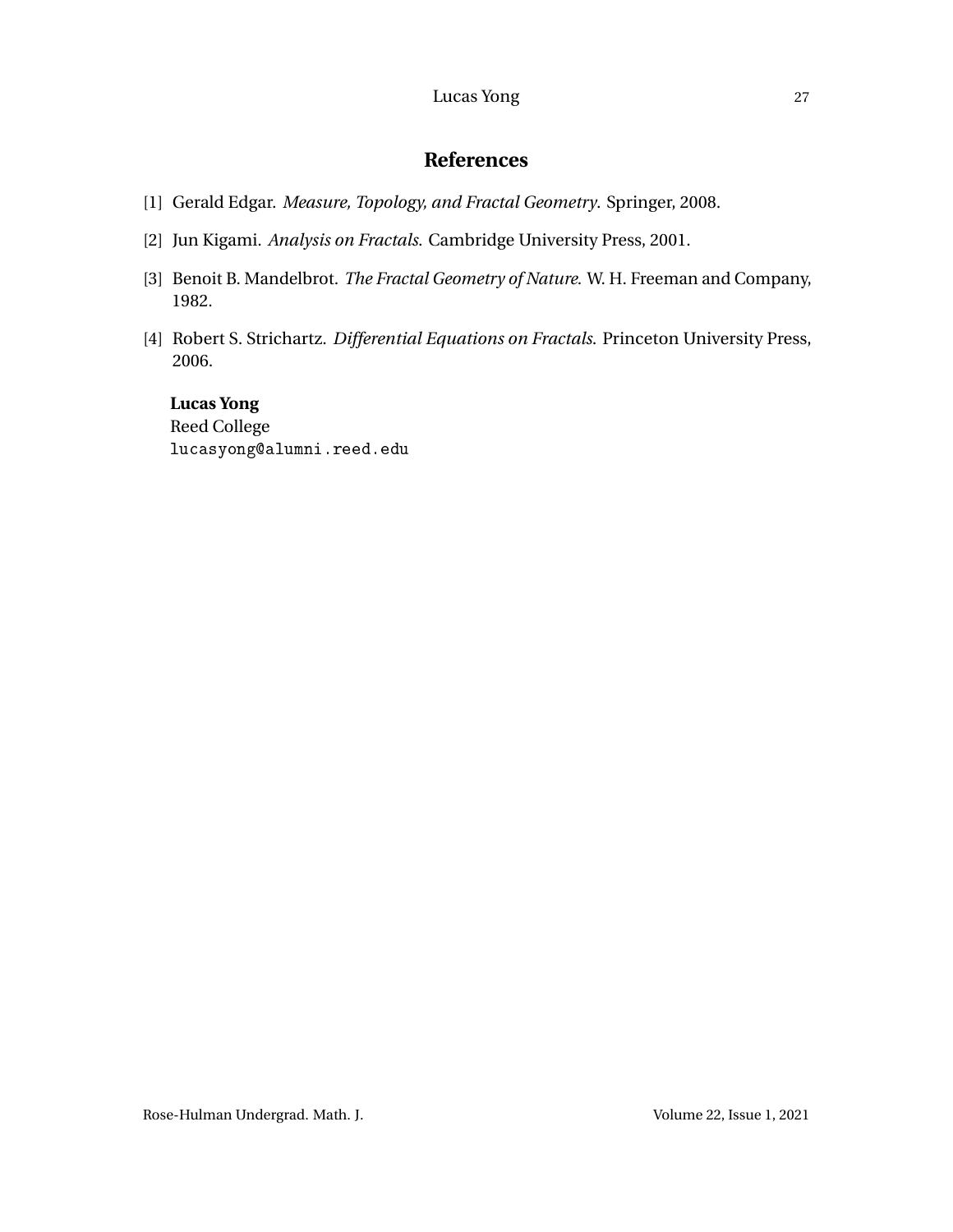## References

[1] Gerald Edgar. *Measure, Topology, and Fractal Geometry*. Springer, 2008.

[2] Jun Kigami. *Analysis on Fractals*. Cambridge University Press, 2001.

[3] Benoit B. Mandelbrot. *The Fractal Geometry of Nature*. W. H. Freeman and Company, 1982.

[4] Robert S. Strichartz. *Differential Equations on Fractals*. Princeton University Press, 2006.

**Lucas Yong**
Reed College
lucasyong@alumni.reed.edu